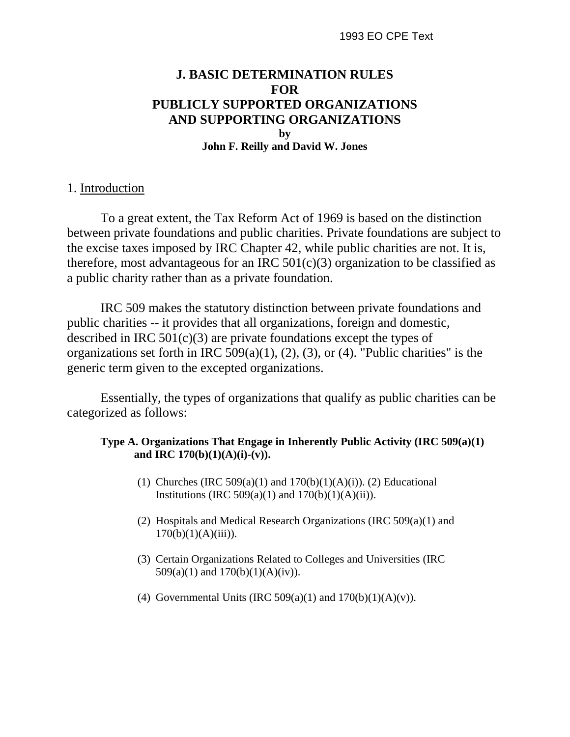# J. BASIC DETERMINATION RULES FOR PUBLICLY SUPPORTED ORGANIZATIONS AND SUPPORTING ORGANIZATIONS

**by**
**John F. Reilly and David W. Jones**

## 1. Introduction

To a great extent, the Tax Reform Act of 1969 is based on the distinction between private foundations and public charities. Private foundations are subject to the excise taxes imposed by IRC Chapter 42, while public charities are not. It is, therefore, most advantageous for an IRC 501(c)(3) organization to be classified as a public charity rather than as a private foundation.

IRC 509 makes the statutory distinction between private foundations and public charities -- it provides that all organizations, foreign and domestic, described in IRC 501(c)(3) are private foundations except the types of organizations set forth in IRC 509(a)(1), (2), (3), or (4). "Public charities" is the generic term given to the excepted organizations.

Essentially, the types of organizations that qualify as public charities can be categorized as follows:

**Type A. Organizations That Engage in Inherently Public Activity (IRC 509(a)(1) and IRC 170(b)(1)(A)(i)-(v)).**

(1) Churches (IRC 509(a)(1) and 170(b)(1)(A)(i)). (2) Educational Institutions (IRC 509(a)(1) and 170(b)(1)(A)(ii)).

(2) Hospitals and Medical Research Organizations (IRC 509(a)(1) and 170(b)(1)(A)(iii)).

(3) Certain Organizations Related to Colleges and Universities (IRC 509(a)(1) and 170(b)(1)(A)(iv)).

(4) Governmental Units (IRC 509(a)(1) and 170(b)(1)(A)(v)).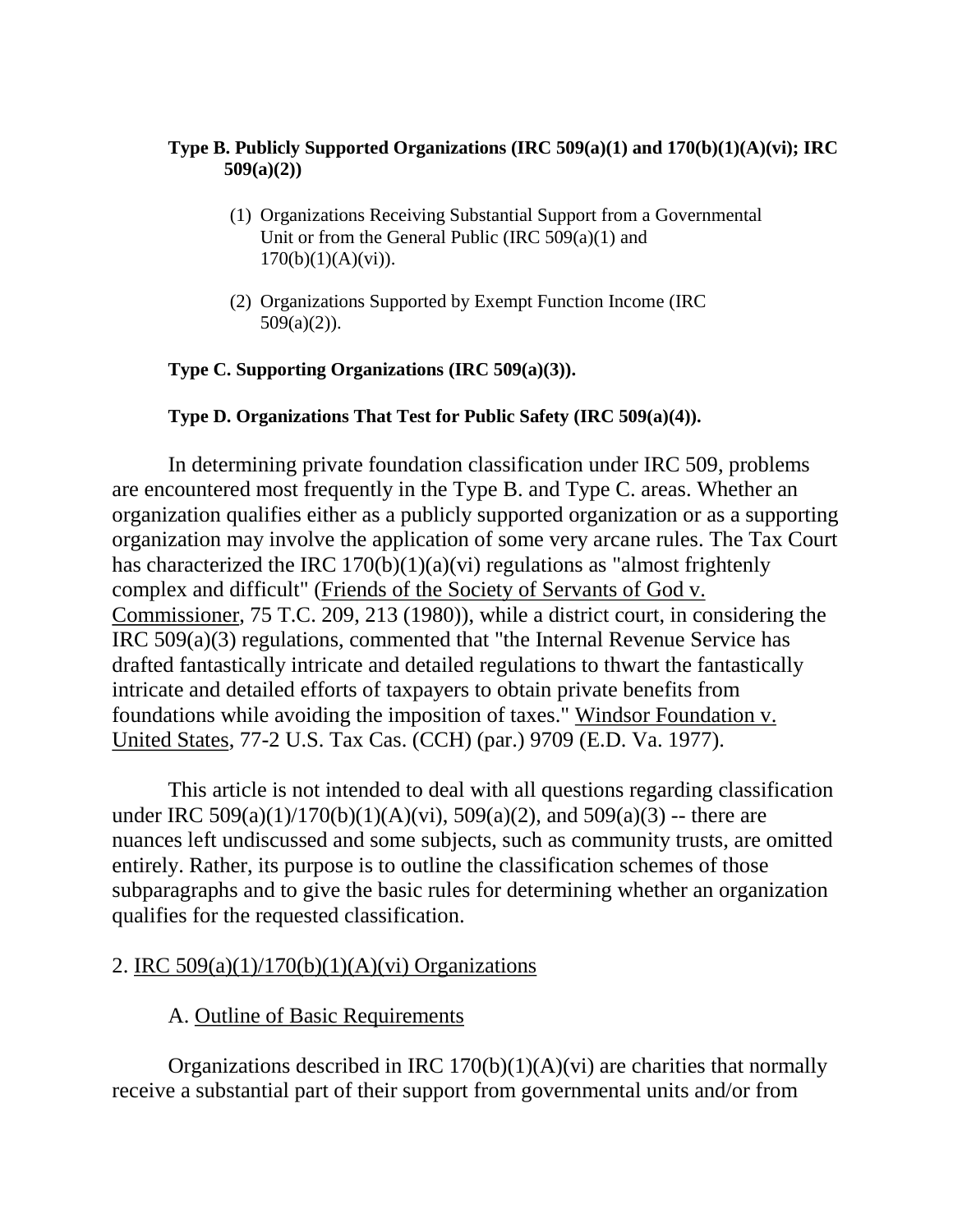**Type B. Publicly Supported Organizations (IRC 509(a)(1) and 170(b)(1)(A)(vi); IRC 509(a)(2))**

(1) Organizations Receiving Substantial Support from a Governmental Unit or from the General Public (IRC 509(a)(1) and 170(b)(1)(A)(vi)).

(2) Organizations Supported by Exempt Function Income (IRC 509(a)(2)).

**Type C. Supporting Organizations (IRC 509(a)(3)).**

**Type D. Organizations That Test for Public Safety (IRC 509(a)(4)).**

In determining private foundation classification under IRC 509, problems are encountered most frequently in the Type B. and Type C. areas. Whether an organization qualifies either as a publicly supported organization or as a supporting organization may involve the application of some very arcane rules. The Tax Court has characterized the IRC 170(b)(1)(a)(vi) regulations as "almost frightenly complex and difficult" (Friends of the Society of Servants of God v. Commissioner, 75 T.C. 209, 213 (1980)), while a district court, in considering the IRC 509(a)(3) regulations, commented that "the Internal Revenue Service has drafted fantastically intricate and detailed regulations to thwart the fantastically intricate and detailed efforts of taxpayers to obtain private benefits from foundations while avoiding the imposition of taxes." Windsor Foundation v. United States, 77-2 U.S. Tax Cas. (CCH) (par.) 9709 (E.D. Va. 1977).

This article is not intended to deal with all questions regarding classification under IRC 509(a)(1)/170(b)(1)(A)(vi), 509(a)(2), and 509(a)(3) -- there are nuances left undiscussed and some subjects, such as community trusts, are omitted entirely. Rather, its purpose is to outline the classification schemes of those subparagraphs and to give the basic rules for determining whether an organization qualifies for the requested classification.

## 2. IRC 509(a)(1)/170(b)(1)(A)(vi) Organizations

### A. Outline of Basic Requirements

Organizations described in IRC 170(b)(1)(A)(vi) are charities that normally receive a substantial part of their support from governmental units and/or from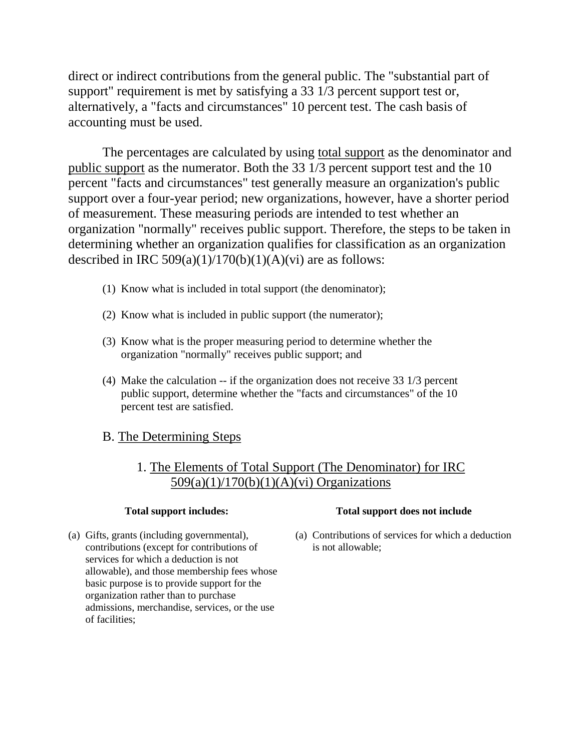direct or indirect contributions from the general public. The "substantial part of support" requirement is met by satisfying a 33 1/3 percent support test or, alternatively, a "facts and circumstances" 10 percent test. The cash basis of accounting must be used.

The percentages are calculated by using <u>total support</u> as the denominator and <u>public support</u> as the numerator. Both the 33 1/3 percent support test and the 10 percent "facts and circumstances" test generally measure an organization's public support over a four-year period; new organizations, however, have a shorter period of measurement. These measuring periods are intended to test whether an organization "normally" receives public support. Therefore, the steps to be taken in determining whether an organization qualifies for classification as an organization described in IRC 509(a)(1)/170(b)(1)(A)(vi) are as follows:

(1) Know what is included in total support (the denominator);

(2) Know what is included in public support (the numerator);

(3) Know what is the proper measuring period to determine whether the organization "normally" receives public support; and

(4) Make the calculation -- if the organization does not receive 33 1/3 percent public support, determine whether the "facts and circumstances" of the 10 percent test are satisfied.

## B. <u>The Determining Steps</u>

### 1. <u>The Elements of Total Support (The Denominator) for IRC 509(a)(1)/170(b)(1)(A)(vi) Organizations</u>

| **Total support includes:** | **Total support does not include** |
|---|---|
| (a) Gifts, grants (including governmental), contributions (except for contributions of services for which a deduction is not allowable), and those membership fees whose basic purpose is to provide support for the organization rather than to purchase admissions, merchandise, services, or the use of facilities; | (a) Contributions of services for which a deduction is not allowable; |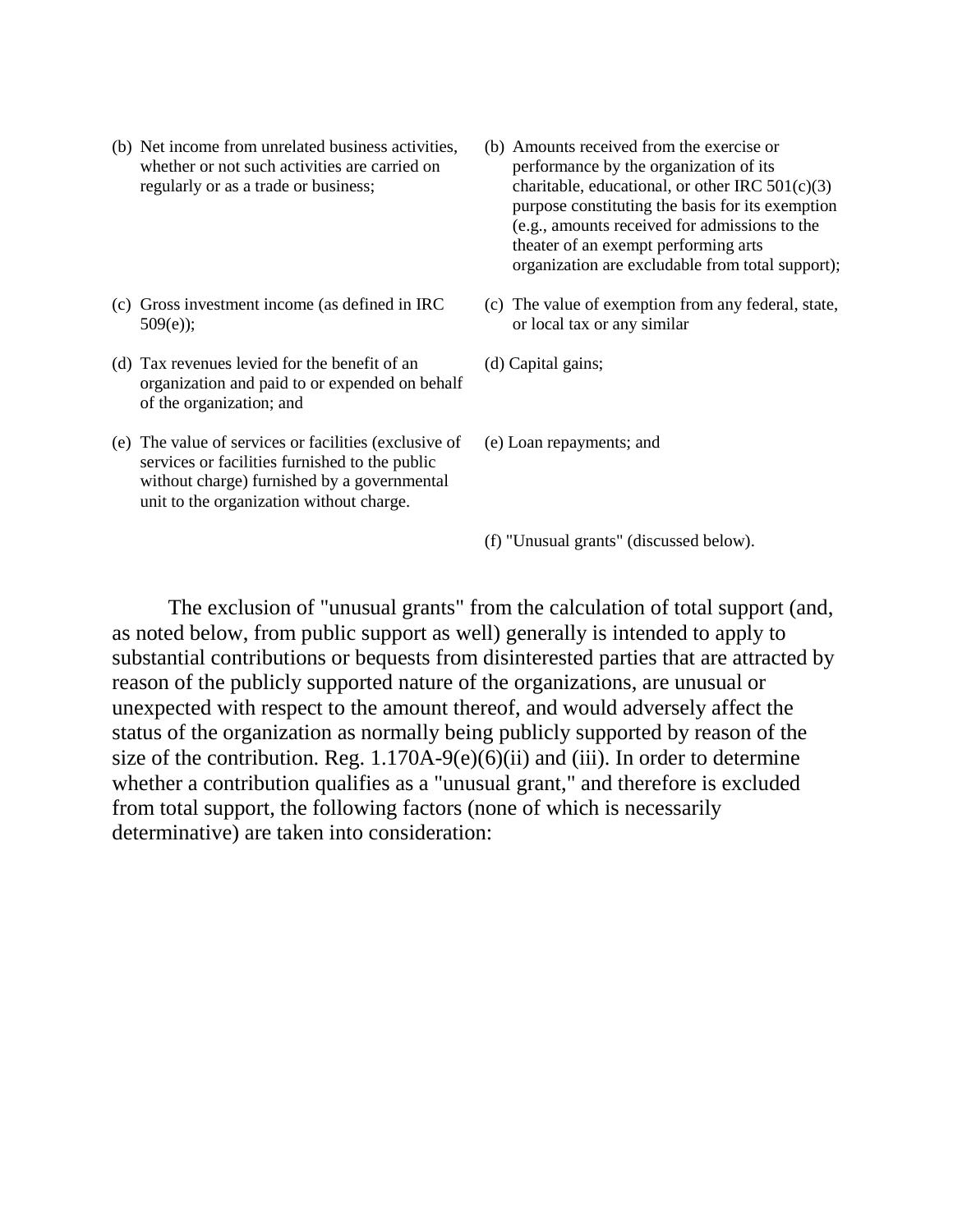| | |
|---|---|
| (b) Net income from unrelated business activities, whether or not such activities are carried on regularly or as a trade or business; | (b) Amounts received from the exercise or performance by the organization of its charitable, educational, or other IRC 501(c)(3) purpose constituting the basis for its exemption (e.g., amounts received for admissions to the theater of an exempt performing arts organization are excludable from total support); |
| (c) Gross investment income (as defined in IRC 509(e)); | (c) The value of exemption from any federal, state, or local tax or any similar |
| (d) Tax revenues levied for the benefit of an organization and paid to or expended on behalf of the organization; and | (d) Capital gains; |
| (e) The value of services or facilities (exclusive of services or facilities furnished to the public without charge) furnished by a governmental unit to the organization without charge. | (e) Loan repayments; and |
| | (f) "Unusual grants" (discussed below). |

The exclusion of "unusual grants" from the calculation of total support (and, as noted below, from public support as well) generally is intended to apply to substantial contributions or bequests from disinterested parties that are attracted by reason of the publicly supported nature of the organizations, are unusual or unexpected with respect to the amount thereof, and would adversely affect the status of the organization as normally being publicly supported by reason of the size of the contribution. Reg. 1.170A-9(e)(6)(ii) and (iii). In order to determine whether a contribution qualifies as a "unusual grant," and therefore is excluded from total support, the following factors (none of which is necessarily determinative) are taken into consideration: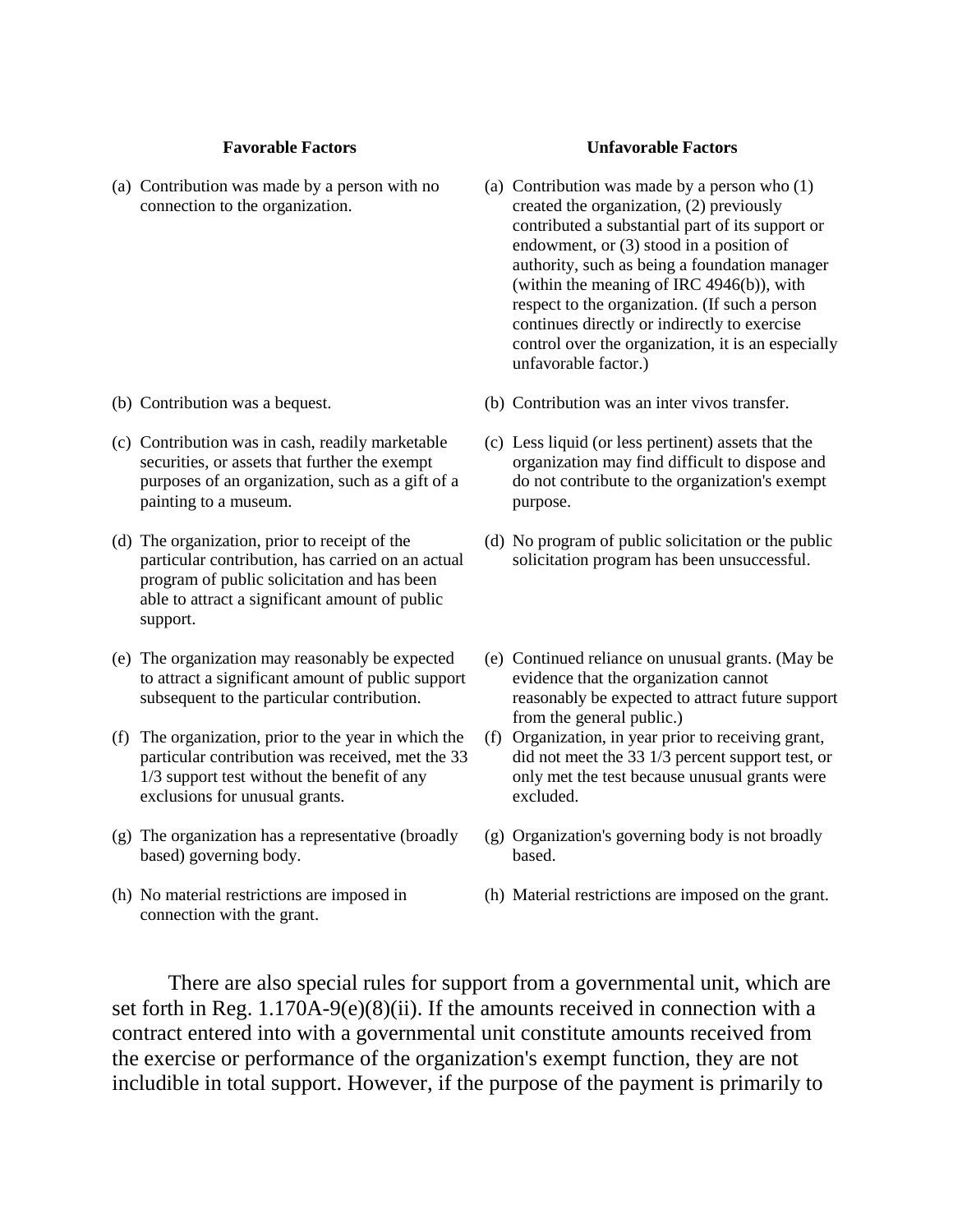| Favorable Factors | Unfavorable Factors |
| --- | --- |
| (a) Contribution was made by a person with no connection to the organization. | (a) Contribution was made by a person who (1) created the organization, (2) previously contributed a substantial part of its support or endowment, or (3) stood in a position of authority, such as being a foundation manager (within the meaning of IRC 4946(b)), with respect to the organization. (If such a person continues directly or indirectly to exercise control over the organization, it is an especially unfavorable factor.) |
| (b) Contribution was a bequest. | (b) Contribution was an inter vivos transfer. |
| (c) Contribution was in cash, readily marketable securities, or assets that further the exempt purposes of an organization, such as a gift of a painting to a museum. | (c) Less liquid (or less pertinent) assets that the organization may find difficult to dispose and do not contribute to the organization's exempt purpose. |
| (d) The organization, prior to receipt of the particular contribution, has carried on an actual program of public solicitation and has been able to attract a significant amount of public support. | (d) No program of public solicitation or the public solicitation program has been unsuccessful. |
| (e) The organization may reasonably be expected to attract a significant amount of public support subsequent to the particular contribution. | (e) Continued reliance on unusual grants. (May be evidence that the organization cannot reasonably be expected to attract future support from the general public.) |
| (f) The organization, prior to the year in which the particular contribution was received, met the 33 1/3 support test without the benefit of any exclusions for unusual grants. | (f) Organization, in year prior to receiving grant, did not meet the 33 1/3 percent support test, or only met the test because unusual grants were excluded. |
| (g) The organization has a representative (broadly based) governing body. | (g) Organization's governing body is not broadly based. |
| (h) No material restrictions are imposed in connection with the grant. | (h) Material restrictions are imposed on the grant. |

There are also special rules for support from a governmental unit, which are set forth in Reg. 1.170A-9(e)(8)(ii). If the amounts received in connection with a contract entered into with a governmental unit constitute amounts received from the exercise or performance of the organization's exempt function, they are not includible in total support. However, if the purpose of the payment is primarily to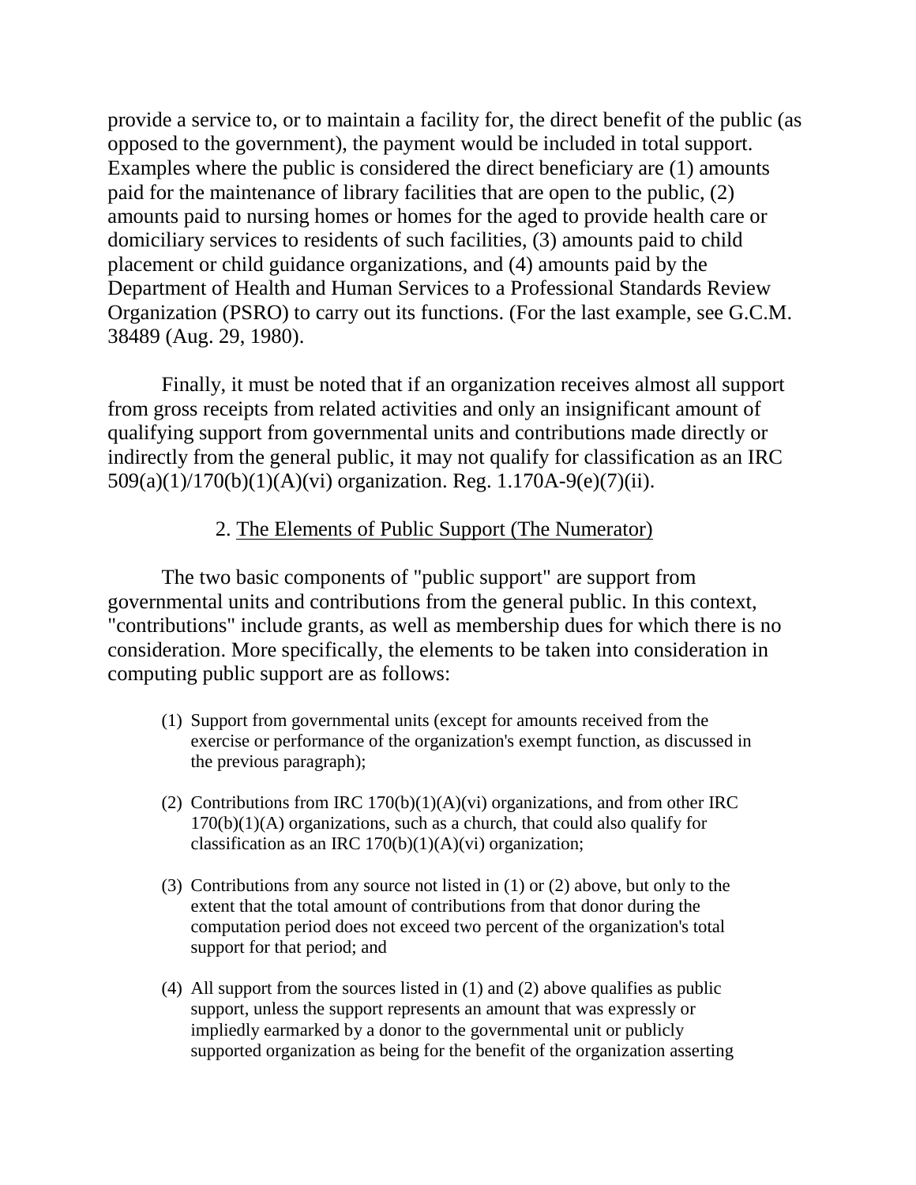provide a service to, or to maintain a facility for, the direct benefit of the public (as opposed to the government), the payment would be included in total support. Examples where the public is considered the direct beneficiary are (1) amounts paid for the maintenance of library facilities that are open to the public, (2) amounts paid to nursing homes or homes for the aged to provide health care or domiciliary services to residents of such facilities, (3) amounts paid to child placement or child guidance organizations, and (4) amounts paid by the Department of Health and Human Services to a Professional Standards Review Organization (PSRO) to carry out its functions. (For the last example, see G.C.M. 38489 (Aug. 29, 1980).

Finally, it must be noted that if an organization receives almost all support from gross receipts from related activities and only an insignificant amount of qualifying support from governmental units and contributions made directly or indirectly from the general public, it may not qualify for classification as an IRC 509(a)(1)/170(b)(1)(A)(vi) organization. Reg. 1.170A-9(e)(7)(ii).

### 2. The Elements of Public Support (The Numerator)

The two basic components of "public support" are support from governmental units and contributions from the general public. In this context, "contributions" include grants, as well as membership dues for which there is no consideration. More specifically, the elements to be taken into consideration in computing public support are as follows:

(1) Support from governmental units (except for amounts received from the exercise or performance of the organization's exempt function, as discussed in the previous paragraph);

(2) Contributions from IRC 170(b)(1)(A)(vi) organizations, and from other IRC 170(b)(1)(A) organizations, such as a church, that could also qualify for classification as an IRC 170(b)(1)(A)(vi) organization;

(3) Contributions from any source not listed in (1) or (2) above, but only to the extent that the total amount of contributions from that donor during the computation period does not exceed two percent of the organization's total support for that period; and

(4) All support from the sources listed in (1) and (2) above qualifies as public support, unless the support represents an amount that was expressly or impliedly earmarked by a donor to the governmental unit or publicly supported organization as being for the benefit of the organization asserting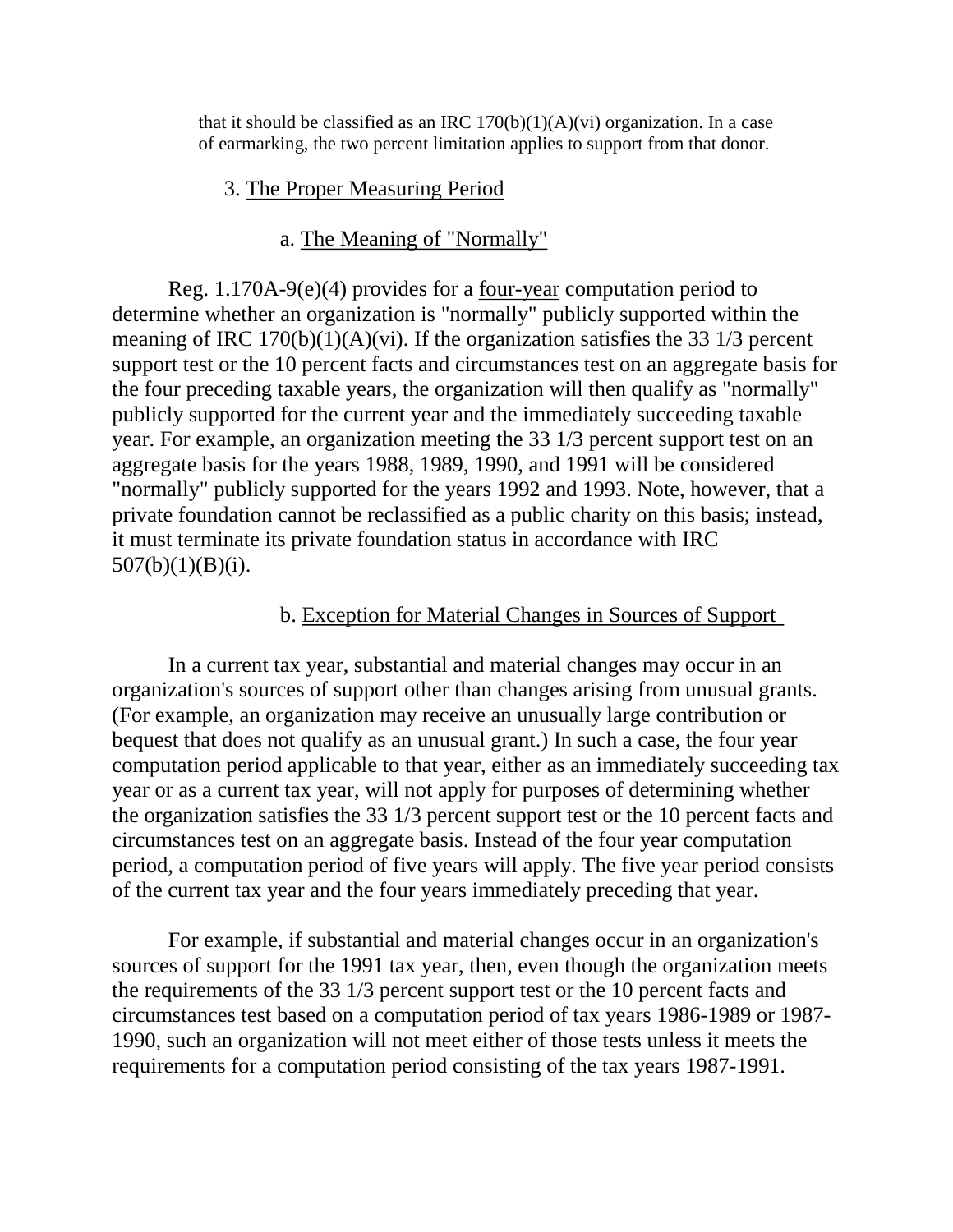that it should be classified as an IRC 170(b)(1)(A)(vi) organization. In a case of earmarking, the two percent limitation applies to support from that donor.

### 3. The Proper Measuring Period

#### a. The Meaning of "Normally"

Reg. 1.170A-9(e)(4) provides for a four-year computation period to determine whether an organization is "normally" publicly supported within the meaning of IRC 170(b)(1)(A)(vi). If the organization satisfies the 33 1/3 percent support test or the 10 percent facts and circumstances test on an aggregate basis for the four preceding taxable years, the organization will then qualify as "normally" publicly supported for the current year and the immediately succeeding taxable year. For example, an organization meeting the 33 1/3 percent support test on an aggregate basis for the years 1988, 1989, 1990, and 1991 will be considered "normally" publicly supported for the years 1992 and 1993. Note, however, that a private foundation cannot be reclassified as a public charity on this basis; instead, it must terminate its private foundation status in accordance with IRC 507(b)(1)(B)(i).

#### b. Exception for Material Changes in Sources of Support

In a current tax year, substantial and material changes may occur in an organization's sources of support other than changes arising from unusual grants. (For example, an organization may receive an unusually large contribution or bequest that does not qualify as an unusual grant.) In such a case, the four year computation period applicable to that year, either as an immediately succeeding tax year or as a current tax year, will not apply for purposes of determining whether the organization satisfies the 33 1/3 percent support test or the 10 percent facts and circumstances test on an aggregate basis. Instead of the four year computation period, a computation period of five years will apply. The five year period consists of the current tax year and the four years immediately preceding that year.

For example, if substantial and material changes occur in an organization's sources of support for the 1991 tax year, then, even though the organization meets the requirements of the 33 1/3 percent support test or the 10 percent facts and circumstances test based on a computation period of tax years 1986-1989 or 1987-1990, such an organization will not meet either of those tests unless it meets the requirements for a computation period consisting of the tax years 1987-1991.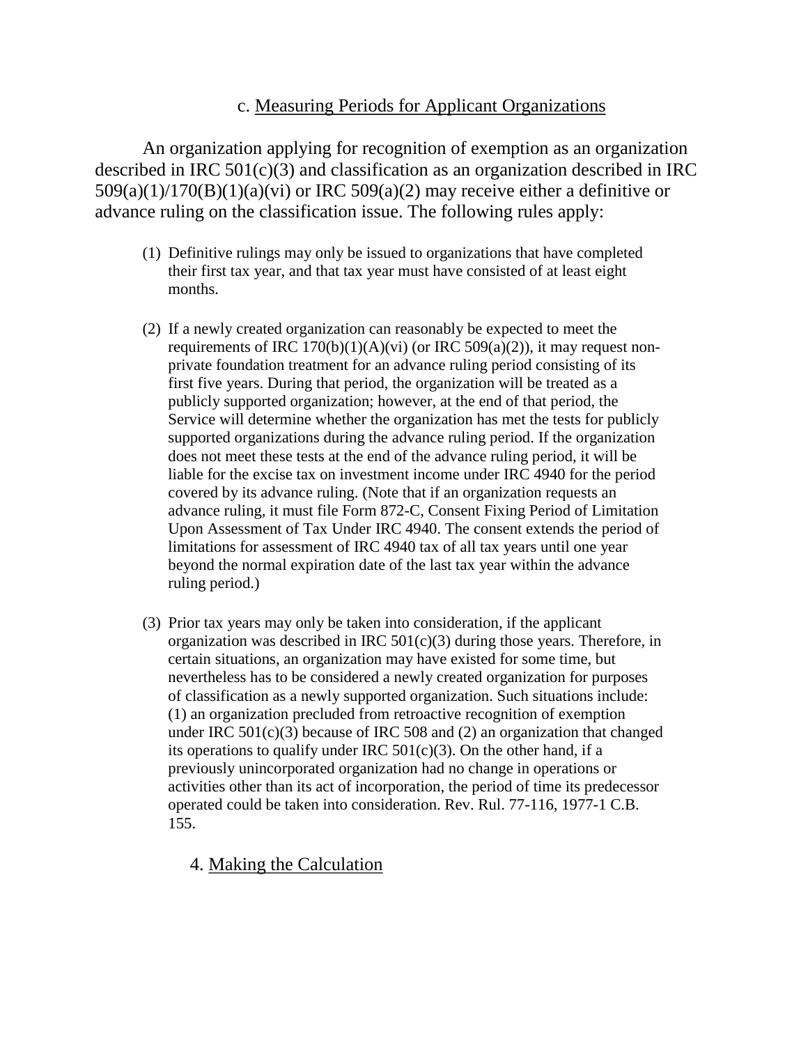### c. Measuring Periods for Applicant Organizations

An organization applying for recognition of exemption as an organization described in IRC 501(c)(3) and classification as an organization described in IRC 509(a)(1)/170(B)(1)(a)(vi) or IRC 509(a)(2) may receive either a definitive or advance ruling on the classification issue. The following rules apply:

(1) Definitive rulings may only be issued to organizations that have completed their first tax year, and that tax year must have consisted of at least eight months.

(2) If a newly created organization can reasonably be expected to meet the requirements of IRC 170(b)(1)(A)(vi) (or IRC 509(a)(2)), it may request non-private foundation treatment for an advance ruling period consisting of its first five years. During that period, the organization will be treated as a publicly supported organization; however, at the end of that period, the Service will determine whether the organization has met the tests for publicly supported organizations during the advance ruling period. If the organization does not meet these tests at the end of the advance ruling period, it will be liable for the excise tax on investment income under IRC 4940 for the period covered by its advance ruling. (Note that if an organization requests an advance ruling, it must file Form 872-C, Consent Fixing Period of Limitation Upon Assessment of Tax Under IRC 4940. The consent extends the period of limitations for assessment of IRC 4940 tax of all tax years until one year beyond the normal expiration date of the last tax year within the advance ruling period.)

(3) Prior tax years may only be taken into consideration, if the applicant organization was described in IRC 501(c)(3) during those years. Therefore, in certain situations, an organization may have existed for some time, but nevertheless has to be considered a newly created organization for purposes of classification as a newly supported organization. Such situations include: (1) an organization precluded from retroactive recognition of exemption under IRC 501(c)(3) because of IRC 508 and (2) an organization that changed its operations to qualify under IRC 501(c)(3). On the other hand, if a previously unincorporated organization had no change in operations or activities other than its act of incorporation, the period of time its predecessor operated could be taken into consideration. Rev. Rul. 77-116, 1977-1 C.B. 155.

## 4. Making the Calculation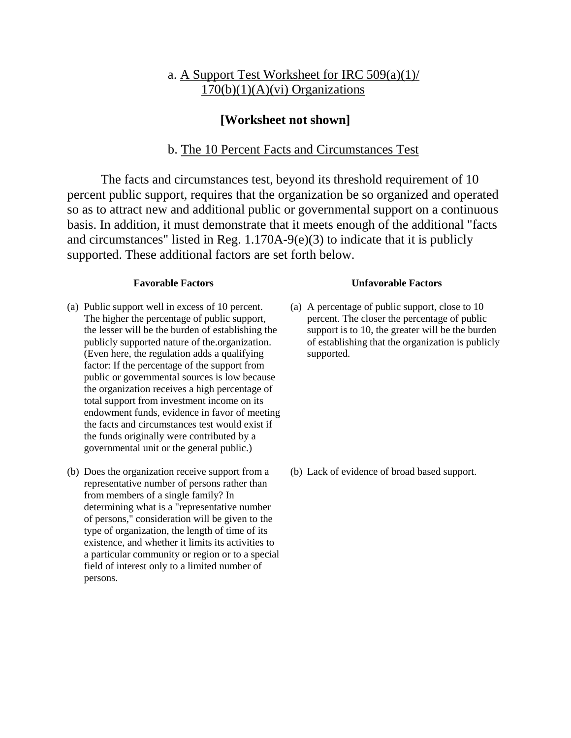### a. A Support Test Worksheet for IRC 509(a)(1)/ 170(b)(1)(A)(vi) Organizations

**[Worksheet not shown]**

### b. The 10 Percent Facts and Circumstances Test

The facts and circumstances test, beyond its threshold requirement of 10 percent public support, requires that the organization be so organized and operated so as to attract new and additional public or governmental support on a continuous basis. In addition, it must demonstrate that it meets enough of the additional "facts and circumstances" listed in Reg. 1.170A-9(e)(3) to indicate that it is publicly supported. These additional factors are set forth below.

| **Favorable Factors** | **Unfavorable Factors** |
|---|---|
| (a) Public support well in excess of 10 percent. The higher the percentage of public support, the lesser will be the burden of establishing the publicly supported nature of the.organization. (Even here, the regulation adds a qualifying factor: If the percentage of the support from public or governmental sources is low because the organization receives a high percentage of total support from investment income on its endowment funds, evidence in favor of meeting the facts and circumstances test would exist if the funds originally were contributed by a governmental unit or the general public.) | (a) A percentage of public support, close to 10 percent. The closer the percentage of public support is to 10, the greater will be the burden of establishing that the organization is publicly supported. |
| (b) Does the organization receive support from a representative number of persons rather than from members of a single family? In determining what is a "representative number of persons," consideration will be given to the type of organization, the length of time of its existence, and whether it limits its activities to a particular community or region or to a special field of interest only to a limited number of persons. | (b) Lack of evidence of broad based support. |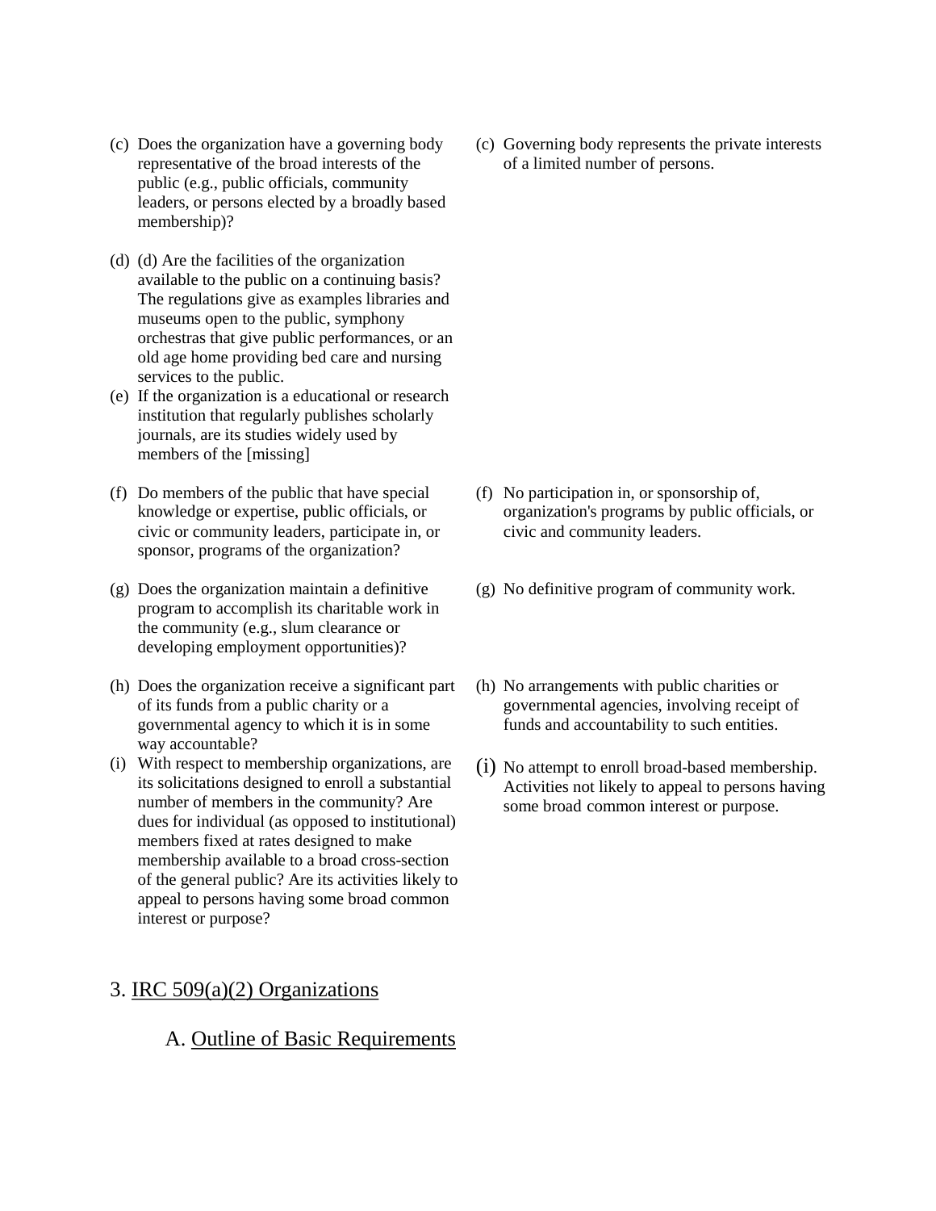| | |
|---|---|
| (c) Does the organization have a governing body representative of the broad interests of the public (e.g., public officials, community leaders, or persons elected by a broadly based membership)? | (c) Governing body represents the private interests of a limited number of persons. |
| (d) (d) Are the facilities of the organization available to the public on a continuing basis? The regulations give as examples libraries and museums open to the public, symphony orchestras that give public performances, or an old age home providing bed care and nursing services to the public. | |
| (e) If the organization is a educational or research institution that regularly publishes scholarly journals, are its studies widely used by members of the [missing] | |
| (f) Do members of the public that have special knowledge or expertise, public officials, or civic or community leaders, participate in, or sponsor, programs of the organization? | (f) No participation in, or sponsorship of, organization's programs by public officials, or civic and community leaders. |
| (g) Does the organization maintain a definitive program to accomplish its charitable work in the community (e.g., slum clearance or developing employment opportunities)? | (g) No definitive program of community work. |
| (h) Does the organization receive a significant part of its funds from a public charity or a governmental agency to which it is in some way accountable? | (h) No arrangements with public charities or governmental agencies, involving receipt of funds and accountability to such entities. |
| (i) With respect to membership organizations, are its solicitations designed to enroll a substantial number of members in the community? Are dues for individual (as opposed to institutional) members fixed at rates designed to make membership available to a broad cross-section of the general public? Are its activities likely to appeal to persons having some broad common interest or purpose? | (i) No attempt to enroll broad-based membership. Activities not likely to appeal to persons having some broad common interest or purpose. |

## 3. IRC 509(a)(2) Organizations

### A. Outline of Basic Requirements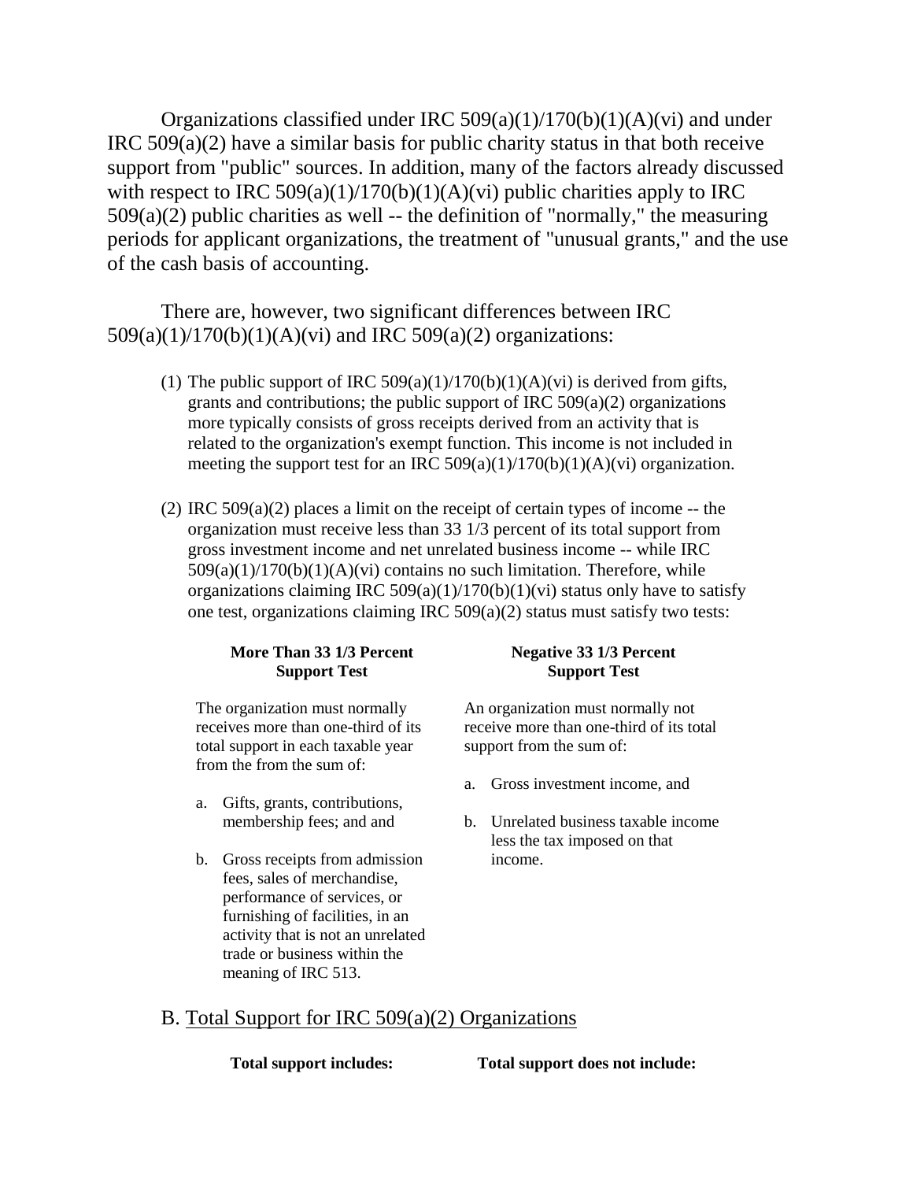Organizations classified under IRC 509(a)(1)/170(b)(1)(A)(vi) and under IRC 509(a)(2) have a similar basis for public charity status in that both receive support from "public" sources. In addition, many of the factors already discussed with respect to IRC 509(a)(1)/170(b)(1)(A)(vi) public charities apply to IRC 509(a)(2) public charities as well -- the definition of "normally," the measuring periods for applicant organizations, the treatment of "unusual grants," and the use of the cash basis of accounting.

There are, however, two significant differences between IRC 509(a)(1)/170(b)(1)(A)(vi) and IRC 509(a)(2) organizations:

(1) The public support of IRC 509(a)(1)/170(b)(1)(A)(vi) is derived from gifts, grants and contributions; the public support of IRC 509(a)(2) organizations more typically consists of gross receipts derived from an activity that is related to the organization's exempt function. This income is not included in meeting the support test for an IRC 509(a)(1)/170(b)(1)(A)(vi) organization.

(2) IRC 509(a)(2) places a limit on the receipt of certain types of income -- the organization must receive less than 33 1/3 percent of its total support from gross investment income and net unrelated business income -- while IRC 509(a)(1)/170(b)(1)(A)(vi) contains no such limitation. Therefore, while organizations claiming IRC 509(a)(1)/170(b)(1)(vi) status only have to satisfy one test, organizations claiming IRC 509(a)(2) status must satisfy two tests:

| **More Than 33 1/3 Percent Support Test** | **Negative 33 1/3 Percent Support Test** |
|---|---|
| The organization must normally receives more than one-third of its total support in each taxable year from the from the sum of:<br><br>a. Gifts, grants, contributions, membership fees; and and<br><br>b. Gross receipts from admission fees, sales of merchandise, performance of services, or furnishing of facilities, in an activity that is not an unrelated trade or business within the meaning of IRC 513. | An organization must normally not receive more than one-third of its total support from the sum of:<br><br>a. Gross investment income, and<br><br>b. Unrelated business taxable income less the tax imposed on that income. |

## B. Total Support for IRC 509(a)(2) Organizations

| **Total support includes:** | **Total support does not include:** |
|---|---|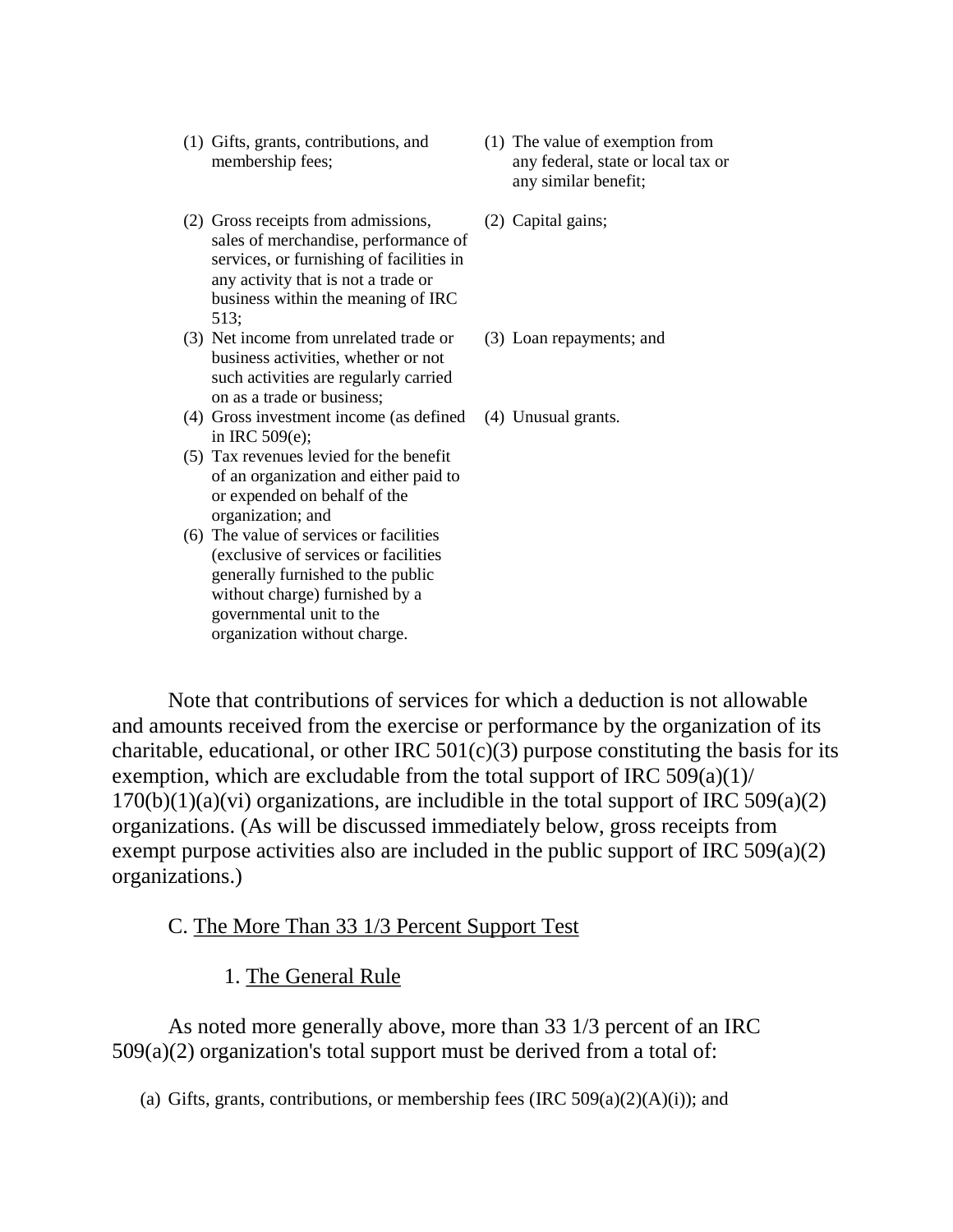| | |
|---|---|
| (1) Gifts, grants, contributions, and membership fees; | (1) The value of exemption from any federal, state or local tax or any similar benefit; |
| (2) Gross receipts from admissions, sales of merchandise, performance of services, or furnishing of facilities in any activity that is not a trade or business within the meaning of IRC 513; | (2) Capital gains; |
| (3) Net income from unrelated trade or business activities, whether or not such activities are regularly carried on as a trade or business; | (3) Loan repayments; and |
| (4) Gross investment income (as defined in IRC 509(e); | (4) Unusual grants. |
| (5) Tax revenues levied for the benefit of an organization and either paid to or expended on behalf of the organization; and | |
| (6) The value of services or facilities (exclusive of services or facilities generally furnished to the public without charge) furnished by a governmental unit to the organization without charge. | |

Note that contributions of services for which a deduction is not allowable and amounts received from the exercise or performance by the organization of its charitable, educational, or other IRC 501(c)(3) purpose constituting the basis for its exemption, which are excludable from the total support of IRC 509(a)(1)/ 170(b)(1)(a)(vi) organizations, are includible in the total support of IRC 509(a)(2) organizations. (As will be discussed immediately below, gross receipts from exempt purpose activities also are included in the public support of IRC 509(a)(2) organizations.)

## C. The More Than 33 1/3 Percent Support Test

### 1. The General Rule

As noted more generally above, more than 33 1/3 percent of an IRC 509(a)(2) organization's total support must be derived from a total of:

(a) Gifts, grants, contributions, or membership fees (IRC 509(a)(2)(A)(i)); and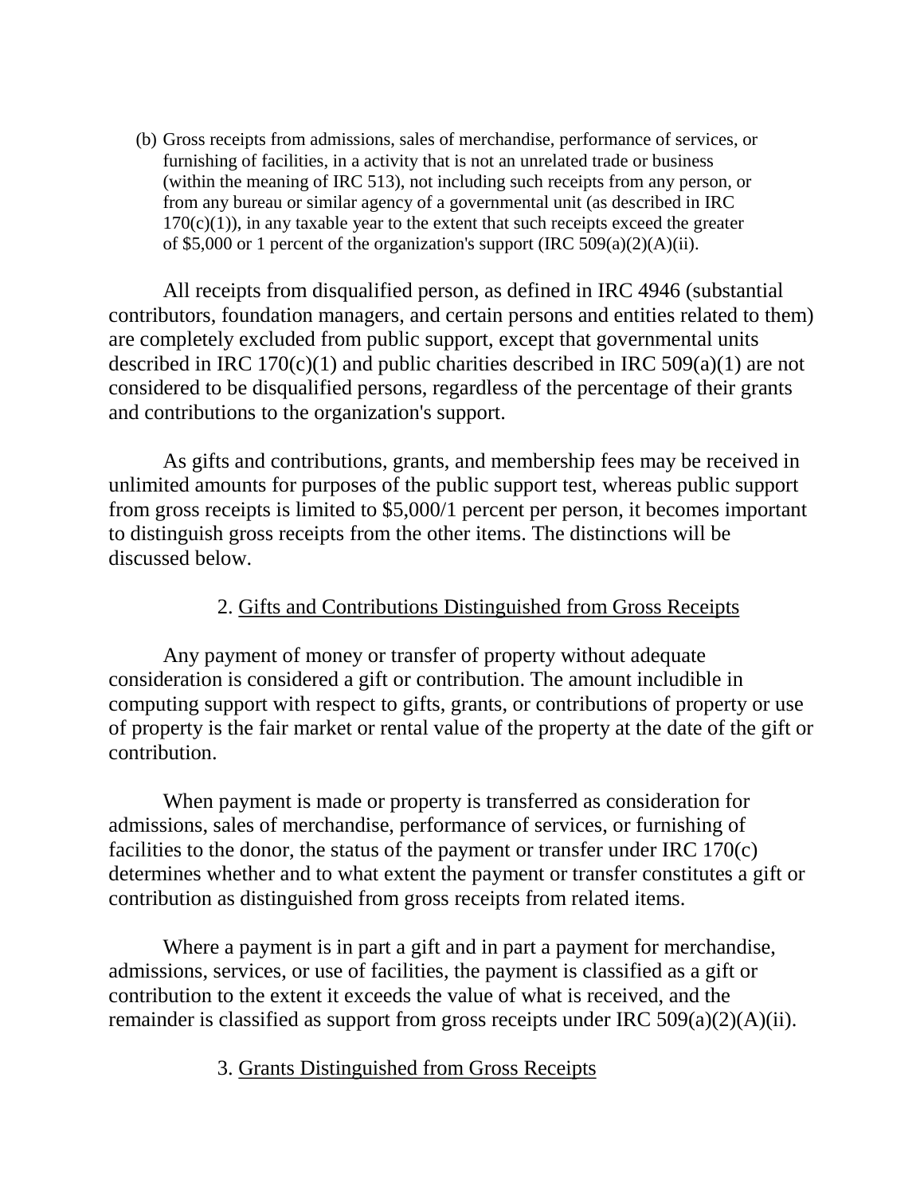(b) Gross receipts from admissions, sales of merchandise, performance of services, or furnishing of facilities, in a activity that is not an unrelated trade or business (within the meaning of IRC 513), not including such receipts from any person, or from any bureau or similar agency of a governmental unit (as described in IRC 170(c)(1)), in any taxable year to the extent that such receipts exceed the greater of $5,000 or 1 percent of the organization's support (IRC 509(a)(2)(A)(ii).

All receipts from disqualified person, as defined in IRC 4946 (substantial contributors, foundation managers, and certain persons and entities related to them) are completely excluded from public support, except that governmental units described in IRC 170(c)(1) and public charities described in IRC 509(a)(1) are not considered to be disqualified persons, regardless of the percentage of their grants and contributions to the organization's support.

As gifts and contributions, grants, and membership fees may be received in unlimited amounts for purposes of the public support test, whereas public support from gross receipts is limited to $5,000/1 percent per person, it becomes important to distinguish gross receipts from the other items. The distinctions will be discussed below.

### 2. Gifts and Contributions Distinguished from Gross Receipts

Any payment of money or transfer of property without adequate consideration is considered a gift or contribution. The amount includible in computing support with respect to gifts, grants, or contributions of property or use of property is the fair market or rental value of the property at the date of the gift or contribution.

When payment is made or property is transferred as consideration for admissions, sales of merchandise, performance of services, or furnishing of facilities to the donor, the status of the payment or transfer under IRC 170(c) determines whether and to what extent the payment or transfer constitutes a gift or contribution as distinguished from gross receipts from related items.

Where a payment is in part a gift and in part a payment for merchandise, admissions, services, or use of facilities, the payment is classified as a gift or contribution to the extent it exceeds the value of what is received, and the remainder is classified as support from gross receipts under IRC 509(a)(2)(A)(ii).

### 3. Grants Distinguished from Gross Receipts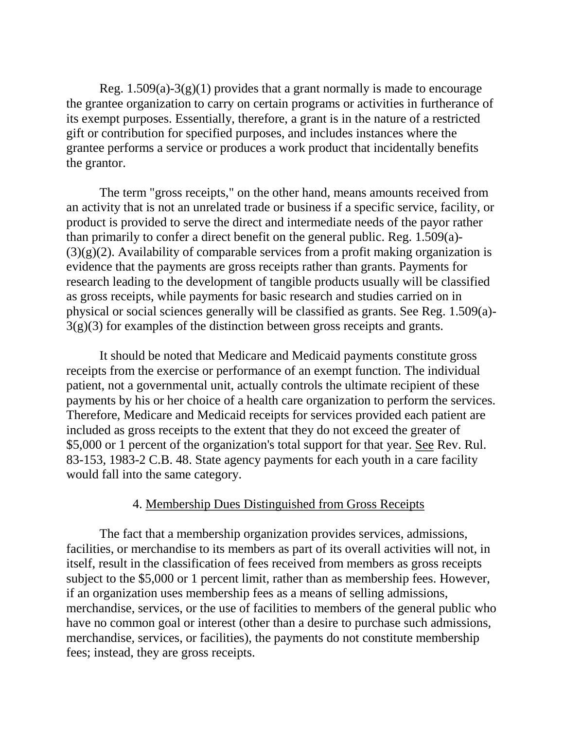Reg. 1.509(a)-3(g)(1) provides that a grant normally is made to encourage the grantee organization to carry on certain programs or activities in furtherance of its exempt purposes. Essentially, therefore, a grant is in the nature of a restricted gift or contribution for specified purposes, and includes instances where the grantee performs a service or produces a work product that incidentally benefits the grantor.

The term "gross receipts," on the other hand, means amounts received from an activity that is not an unrelated trade or business if a specific service, facility, or product is provided to serve the direct and intermediate needs of the payor rather than primarily to confer a direct benefit on the general public. Reg. 1.509(a)-(3)(g)(2). Availability of comparable services from a profit making organization is evidence that the payments are gross receipts rather than grants. Payments for research leading to the development of tangible products usually will be classified as gross receipts, while payments for basic research and studies carried on in physical or social sciences generally will be classified as grants. See Reg. 1.509(a)-3(g)(3) for examples of the distinction between gross receipts and grants.

It should be noted that Medicare and Medicaid payments constitute gross receipts from the exercise or performance of an exempt function. The individual patient, not a governmental unit, actually controls the ultimate recipient of these payments by his or her choice of a health care organization to perform the services. Therefore, Medicare and Medicaid receipts for services provided each patient are included as gross receipts to the extent that they do not exceed the greater of $5,000 or 1 percent of the organization's total support for that year. See Rev. Rul. 83-153, 1983-2 C.B. 48. State agency payments for each youth in a care facility would fall into the same category.

### 4. Membership Dues Distinguished from Gross Receipts

The fact that a membership organization provides services, admissions, facilities, or merchandise to its members as part of its overall activities will not, in itself, result in the classification of fees received from members as gross receipts subject to the $5,000 or 1 percent limit, rather than as membership fees. However, if an organization uses membership fees as a means of selling admissions, merchandise, services, or the use of facilities to members of the general public who have no common goal or interest (other than a desire to purchase such admissions, merchandise, services, or facilities), the payments do not constitute membership fees; instead, they are gross receipts.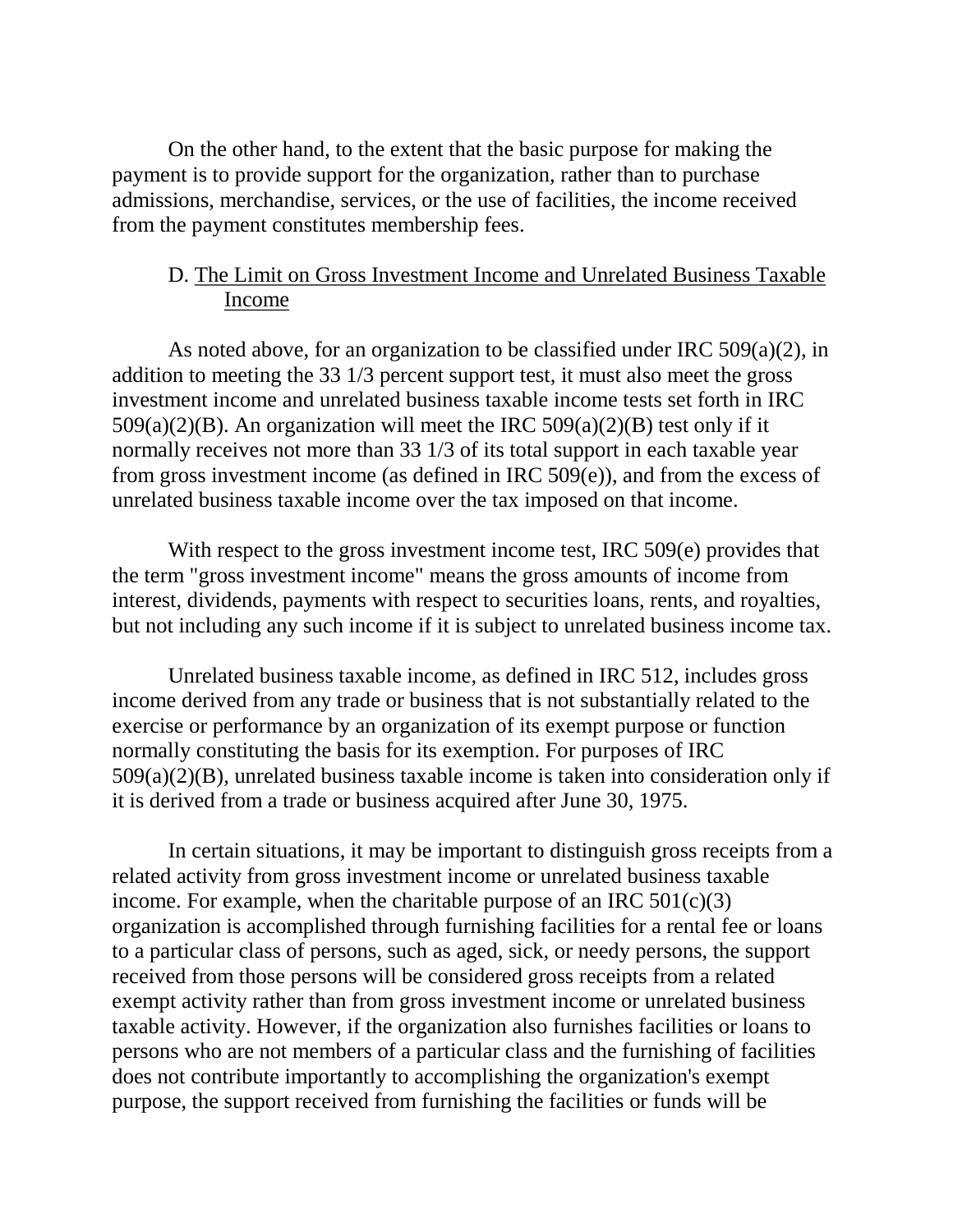On the other hand, to the extent that the basic purpose for making the payment is to provide support for the organization, rather than to purchase admissions, merchandise, services, or the use of facilities, the income received from the payment constitutes membership fees.

### D. The Limit on Gross Investment Income and Unrelated Business Taxable Income

As noted above, for an organization to be classified under IRC 509(a)(2), in addition to meeting the 33 1/3 percent support test, it must also meet the gross investment income and unrelated business taxable income tests set forth in IRC 509(a)(2)(B). An organization will meet the IRC 509(a)(2)(B) test only if it normally receives not more than 33 1/3 of its total support in each taxable year from gross investment income (as defined in IRC 509(e)), and from the excess of unrelated business taxable income over the tax imposed on that income.

With respect to the gross investment income test, IRC 509(e) provides that the term "gross investment income" means the gross amounts of income from interest, dividends, payments with respect to securities loans, rents, and royalties, but not including any such income if it is subject to unrelated business income tax.

Unrelated business taxable income, as defined in IRC 512, includes gross income derived from any trade or business that is not substantially related to the exercise or performance by an organization of its exempt purpose or function normally constituting the basis for its exemption. For purposes of IRC 509(a)(2)(B), unrelated business taxable income is taken into consideration only if it is derived from a trade or business acquired after June 30, 1975.

In certain situations, it may be important to distinguish gross receipts from a related activity from gross investment income or unrelated business taxable income. For example, when the charitable purpose of an IRC 501(c)(3) organization is accomplished through furnishing facilities for a rental fee or loans to a particular class of persons, such as aged, sick, or needy persons, the support received from those persons will be considered gross receipts from a related exempt activity rather than from gross investment income or unrelated business taxable activity. However, if the organization also furnishes facilities or loans to persons who are not members of a particular class and the furnishing of facilities does not contribute importantly to accomplishing the organization's exempt purpose, the support received from furnishing the facilities or funds will be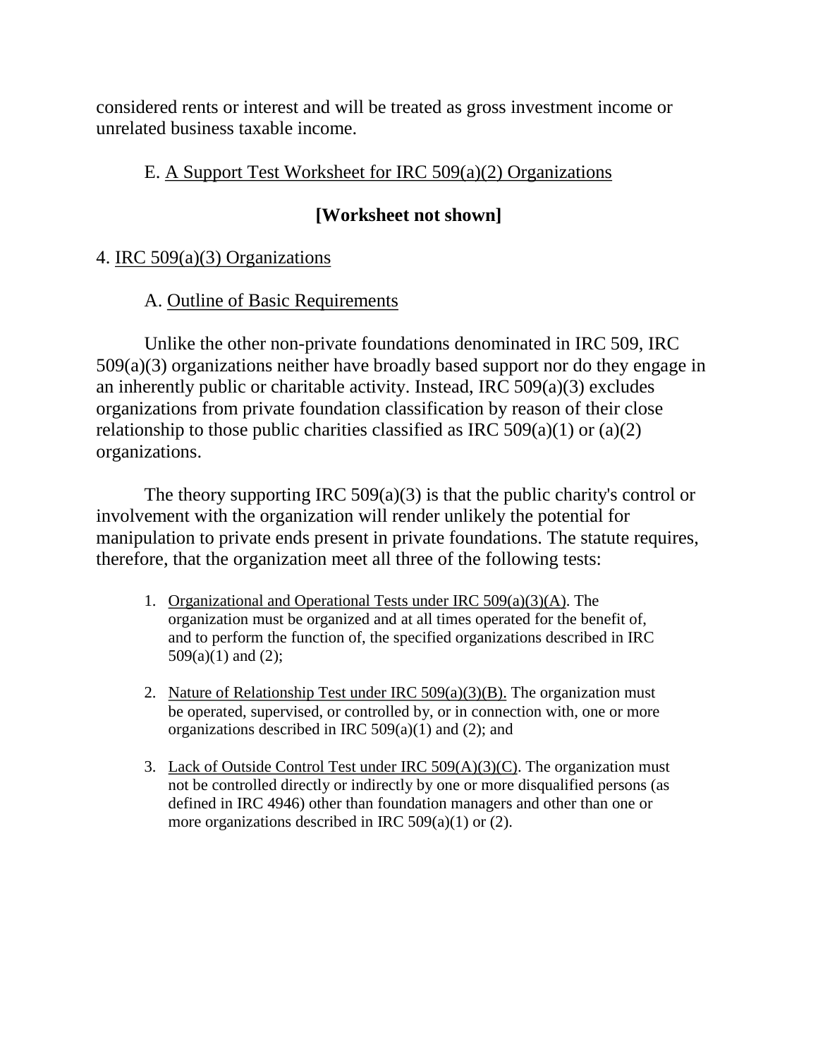considered rents or interest and will be treated as gross investment income or unrelated business taxable income.

E. <u>A Support Test Worksheet for IRC 509(a)(2) Organizations</u>

**[Worksheet not shown]**

4. <u>IRC 509(a)(3) Organizations</u>

A. <u>Outline of Basic Requirements</u>

Unlike the other non-private foundations denominated in IRC 509, IRC 509(a)(3) organizations neither have broadly based support nor do they engage in an inherently public or charitable activity. Instead, IRC 509(a)(3) excludes organizations from private foundation classification by reason of their close relationship to those public charities classified as IRC 509(a)(1) or (a)(2) organizations.

The theory supporting IRC 509(a)(3) is that the public charity's control or involvement with the organization will render unlikely the potential for manipulation to private ends present in private foundations. The statute requires, therefore, that the organization meet all three of the following tests:

1. <u>Organizational and Operational Tests under IRC 509(a)(3)(A)</u>. The organization must be organized and at all times operated for the benefit of, and to perform the function of, the specified organizations described in IRC 509(a)(1) and (2);

2. <u>Nature of Relationship Test under IRC 509(a)(3)(B).</u> The organization must be operated, supervised, or controlled by, or in connection with, one or more organizations described in IRC 509(a)(1) and (2); and

3. <u>Lack of Outside Control Test under IRC 509(A)(3)(C)</u>. The organization must not be controlled directly or indirectly by one or more disqualified persons (as defined in IRC 4946) other than foundation managers and other than one or more organizations described in IRC 509(a)(1) or (2).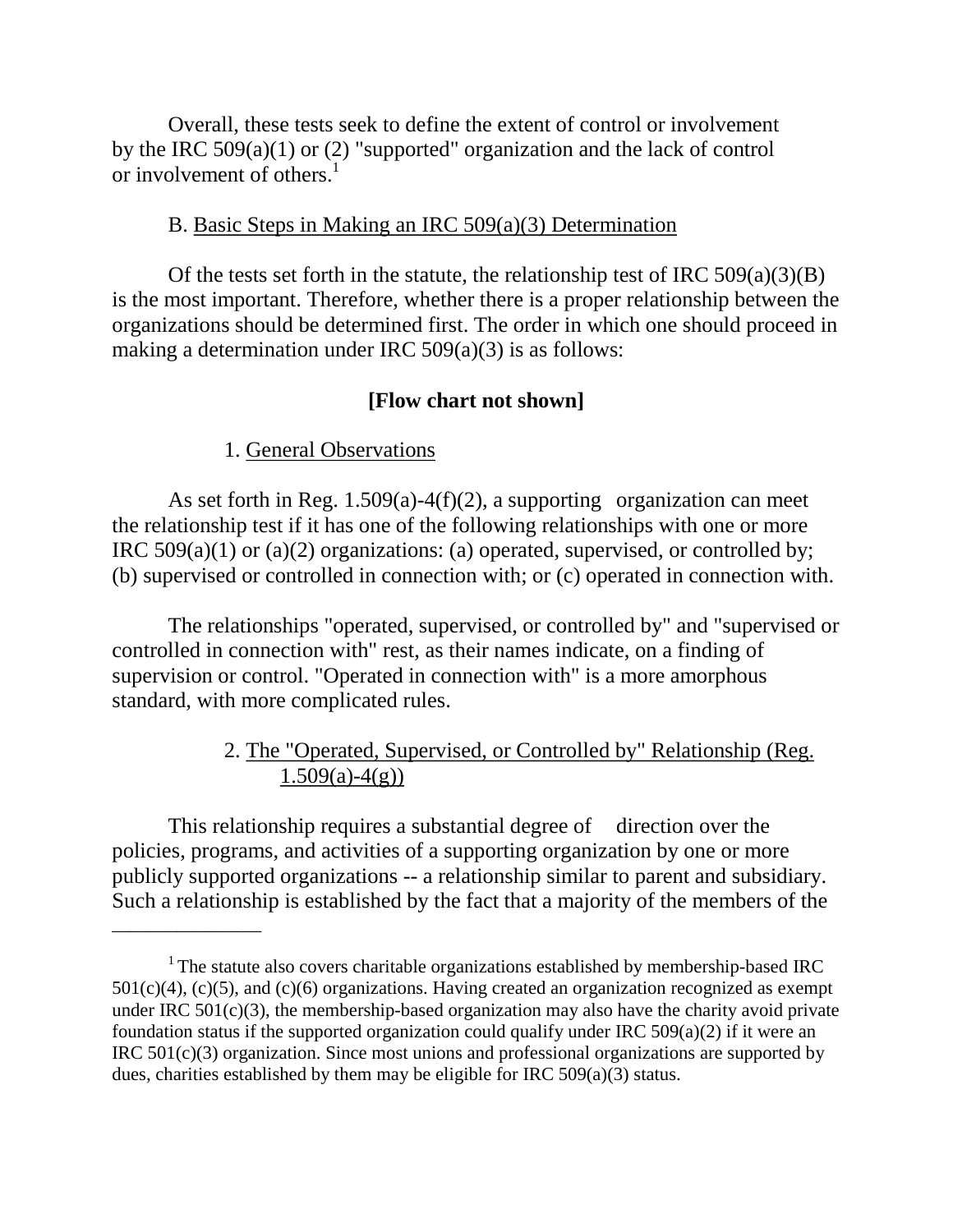Overall, these tests seek to define the extent of control or involvement by the IRC 509(a)(1) or (2) "supported" organization and the lack of control or involvement of others.[1]

B. Basic Steps in Making an IRC 509(a)(3) Determination

Of the tests set forth in the statute, the relationship test of IRC 509(a)(3)(B) is the most important. Therefore, whether there is a proper relationship between the organizations should be determined first. The order in which one should proceed in making a determination under IRC 509(a)(3) is as follows:

**[Flow chart not shown]**

1. General Observations

As set forth in Reg. 1.509(a)-4(f)(2), a supporting organization can meet the relationship test if it has one of the following relationships with one or more IRC 509(a)(1) or (a)(2) organizations: (a) operated, supervised, or controlled by; (b) supervised or controlled in connection with; or (c) operated in connection with.

The relationships "operated, supervised, or controlled by" and "supervised or controlled in connection with" rest, as their names indicate, on a finding of supervision or control. "Operated in connection with" is a more amorphous standard, with more complicated rules.

2. The "Operated, Supervised, or Controlled by" Relationship (Reg. 1.509(a)-4(g))

This relationship requires a substantial degree of direction over the policies, programs, and activities of a supporting organization by one or more publicly supported organizations -- a relationship similar to parent and subsidiary. Such a relationship is established by the fact that a majority of the members of the

---

[1] The statute also covers charitable organizations established by membership-based IRC 501(c)(4), (c)(5), and (c)(6) organizations. Having created an organization recognized as exempt under IRC 501(c)(3), the membership-based organization may also have the charity avoid private foundation status if the supported organization could qualify under IRC 509(a)(2) if it were an IRC 501(c)(3) organization. Since most unions and professional organizations are supported by dues, charities established by them may be eligible for IRC 509(a)(3) status.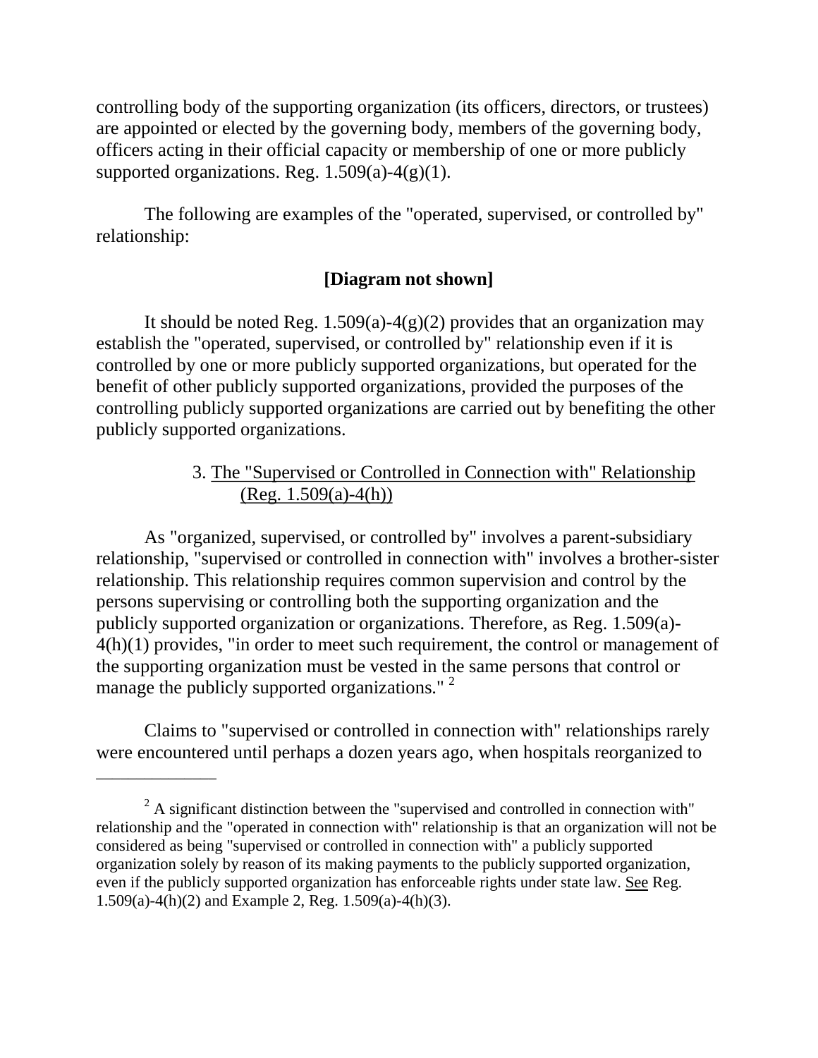controlling body of the supporting organization (its officers, directors, or trustees) are appointed or elected by the governing body, members of the governing body, officers acting in their official capacity or membership of one or more publicly supported organizations. Reg. 1.509(a)-4(g)(1).

The following are examples of the "operated, supervised, or controlled by" relationship:

**[Diagram not shown]**

It should be noted Reg. 1.509(a)-4(g)(2) provides that an organization may establish the "operated, supervised, or controlled by" relationship even if it is controlled by one or more publicly supported organizations, but operated for the benefit of other publicly supported organizations, provided the purposes of the controlling publicly supported organizations are carried out by benefiting the other publicly supported organizations.

### 3. The "Supervised or Controlled in Connection with" Relationship (Reg. 1.509(a)-4(h))

As "organized, supervised, or controlled by" involves a parent-subsidiary relationship, "supervised or controlled in connection with" involves a brother-sister relationship. This relationship requires common supervision and control by the persons supervising or controlling both the supporting organization and the publicly supported organization or organizations. Therefore, as Reg. 1.509(a)-4(h)(1) provides, "in order to meet such requirement, the control or management of the supporting organization must be vested in the same persons that control or manage the publicly supported organizations." [2]

Claims to "supervised or controlled in connection with" relationships rarely were encountered until perhaps a dozen years ago, when hospitals reorganized to

---

[2] A significant distinction between the "supervised and controlled in connection with" relationship and the "operated in connection with" relationship is that an organization will not be considered as being "supervised or controlled in connection with" a publicly supported organization solely by reason of its making payments to the publicly supported organization, even if the publicly supported organization has enforceable rights under state law. See Reg. 1.509(a)-4(h)(2) and Example 2, Reg. 1.509(a)-4(h)(3).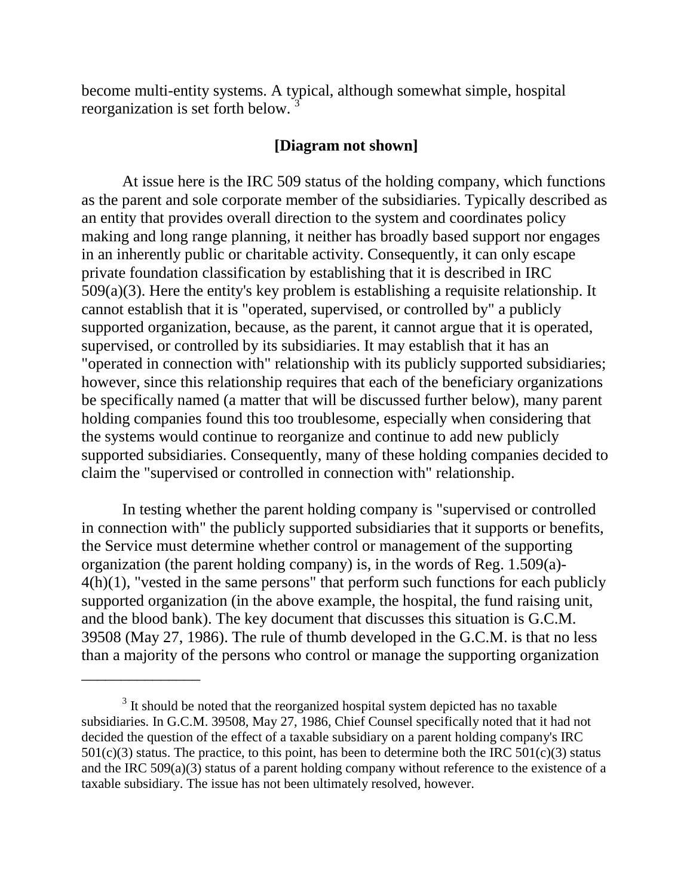become multi-entity systems. A typical, although somewhat simple, hospital reorganization is set forth below. [3]

**[Diagram not shown]**

At issue here is the IRC 509 status of the holding company, which functions as the parent and sole corporate member of the subsidiaries. Typically described as an entity that provides overall direction to the system and coordinates policy making and long range planning, it neither has broadly based support nor engages in an inherently public or charitable activity. Consequently, it can only escape private foundation classification by establishing that it is described in IRC 509(a)(3). Here the entity's key problem is establishing a requisite relationship. It cannot establish that it is "operated, supervised, or controlled by" a publicly supported organization, because, as the parent, it cannot argue that it is operated, supervised, or controlled by its subsidiaries. It may establish that it has an "operated in connection with" relationship with its publicly supported subsidiaries; however, since this relationship requires that each of the beneficiary organizations be specifically named (a matter that will be discussed further below), many parent holding companies found this too troublesome, especially when considering that the systems would continue to reorganize and continue to add new publicly supported subsidiaries. Consequently, many of these holding companies decided to claim the "supervised or controlled in connection with" relationship.

In testing whether the parent holding company is "supervised or controlled in connection with" the publicly supported subsidiaries that it supports or benefits, the Service must determine whether control or management of the supporting organization (the parent holding company) is, in the words of Reg. 1.509(a)-4(h)(1), "vested in the same persons" that perform such functions for each publicly supported organization (in the above example, the hospital, the fund raising unit, and the blood bank). The key document that discusses this situation is G.C.M. 39508 (May 27, 1986). The rule of thumb developed in the G.C.M. is that no less than a majority of the persons who control or manage the supporting organization

---

[3] It should be noted that the reorganized hospital system depicted has no taxable subsidiaries. In G.C.M. 39508, May 27, 1986, Chief Counsel specifically noted that it had not decided the question of the effect of a taxable subsidiary on a parent holding company's IRC 501(c)(3) status. The practice, to this point, has been to determine both the IRC 501(c)(3) status and the IRC 509(a)(3) status of a parent holding company without reference to the existence of a taxable subsidiary. The issue has not been ultimately resolved, however.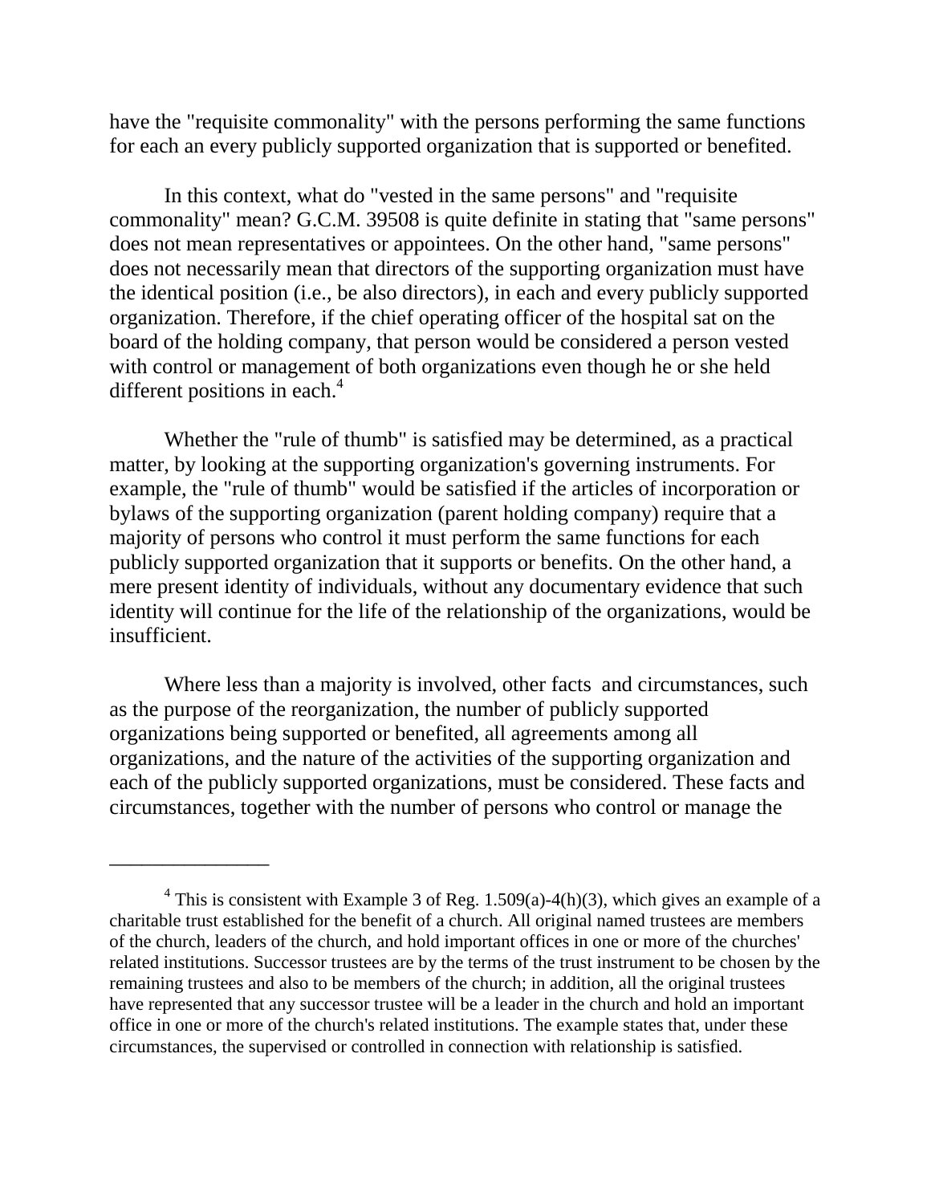have the "requisite commonality" with the persons performing the same functions for each an every publicly supported organization that is supported or benefited.

In this context, what do "vested in the same persons" and "requisite commonality" mean? G.C.M. 39508 is quite definite in stating that "same persons" does not mean representatives or appointees. On the other hand, "same persons" does not necessarily mean that directors of the supporting organization must have the identical position (i.e., be also directors), in each and every publicly supported organization. Therefore, if the chief operating officer of the hospital sat on the board of the holding company, that person would be considered a person vested with control or management of both organizations even though he or she held different positions in each.[4]

Whether the "rule of thumb" is satisfied may be determined, as a practical matter, by looking at the supporting organization's governing instruments. For example, the "rule of thumb" would be satisfied if the articles of incorporation or bylaws of the supporting organization (parent holding company) require that a majority of persons who control it must perform the same functions for each publicly supported organization that it supports or benefits. On the other hand, a mere present identity of individuals, without any documentary evidence that such identity will continue for the life of the relationship of the organizations, would be insufficient.

Where less than a majority is involved, other facts and circumstances, such as the purpose of the reorganization, the number of publicly supported organizations being supported or benefited, all agreements among all organizations, and the nature of the activities of the supporting organization and each of the publicly supported organizations, must be considered. These facts and circumstances, together with the number of persons who control or manage the

---

[4] This is consistent with Example 3 of Reg. 1.509(a)-4(h)(3), which gives an example of a charitable trust established for the benefit of a church. All original named trustees are members of the church, leaders of the church, and hold important offices in one or more of the churches' related institutions. Successor trustees are by the terms of the trust instrument to be chosen by the remaining trustees and also to be members of the church; in addition, all the original trustees have represented that any successor trustee will be a leader in the church and hold an important office in one or more of the church's related institutions. The example states that, under these circumstances, the supervised or controlled in connection with relationship is satisfied.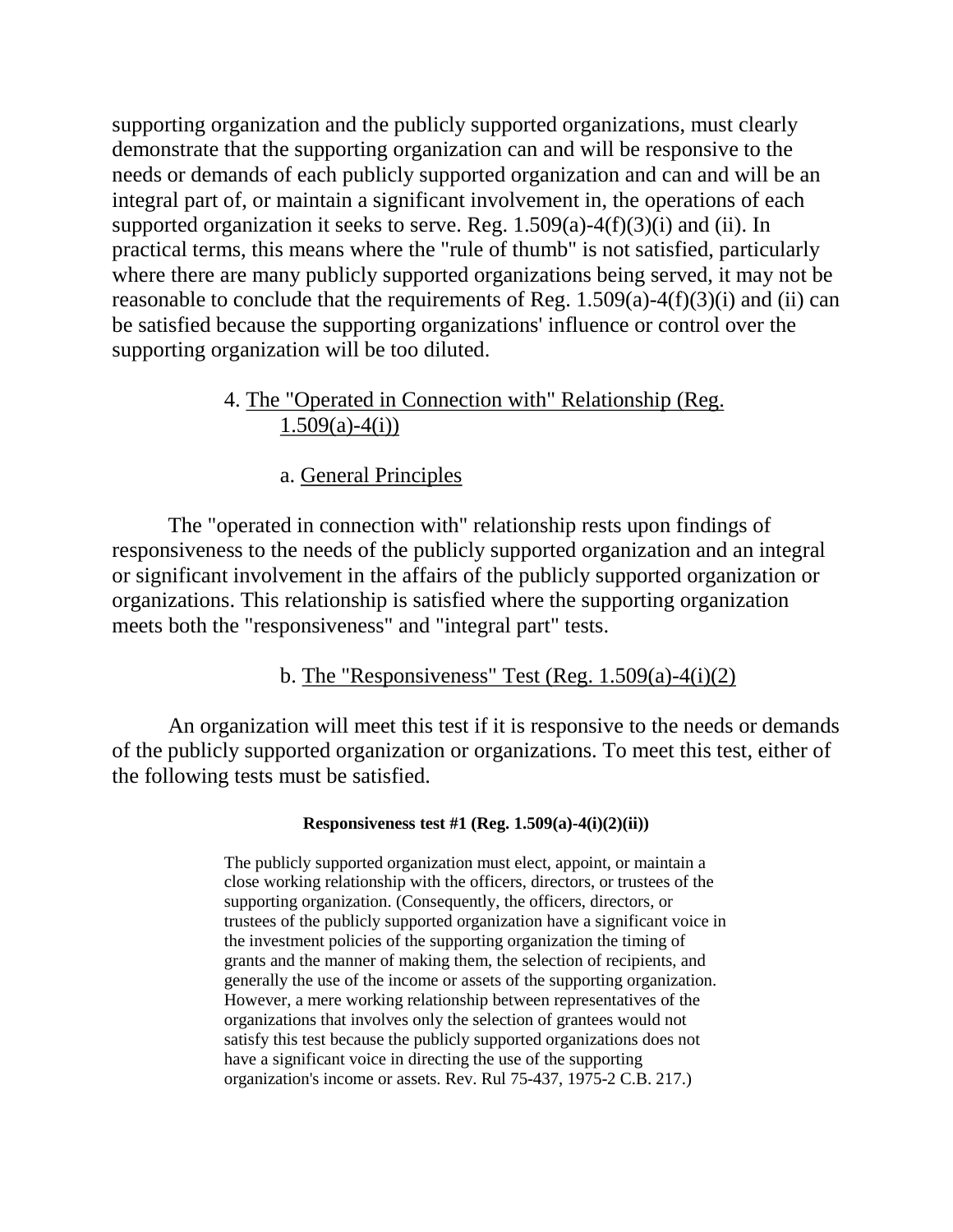supporting organization and the publicly supported organizations, must clearly demonstrate that the supporting organization can and will be responsive to the needs or demands of each publicly supported organization and can and will be an integral part of, or maintain a significant involvement in, the operations of each supported organization it seeks to serve. Reg. 1.509(a)-4(f)(3)(i) and (ii). In practical terms, this means where the "rule of thumb" is not satisfied, particularly where there are many publicly supported organizations being served, it may not be reasonable to conclude that the requirements of Reg. 1.509(a)-4(f)(3)(i) and (ii) can be satisfied because the supporting organizations' influence or control over the supporting organization will be too diluted.

### 4. The "Operated in Connection with" Relationship (Reg. 1.509(a)-4(i))

#### a. General Principles

The "operated in connection with" relationship rests upon findings of responsiveness to the needs of the publicly supported organization and an integral or significant involvement in the affairs of the publicly supported organization or organizations. This relationship is satisfied where the supporting organization meets both the "responsiveness" and "integral part" tests.

#### b. The "Responsiveness" Test (Reg. 1.509(a)-4(i)(2)

An organization will meet this test if it is responsive to the needs or demands of the publicly supported organization or organizations. To meet this test, either of the following tests must be satisfied.

**Responsiveness test #1 (Reg. 1.509(a)-4(i)(2)(ii))**

> The publicly supported organization must elect, appoint, or maintain a close working relationship with the officers, directors, or trustees of the supporting organization. (Consequently, the officers, directors, or trustees of the publicly supported organization have a significant voice in the investment policies of the supporting organization the timing of grants and the manner of making them, the selection of recipients, and generally the use of the income or assets of the supporting organization. However, a mere working relationship between representatives of the organizations that involves only the selection of grantees would not satisfy this test because the publicly supported organizations does not have a significant voice in directing the use of the supporting organization's income or assets. Rev. Rul 75-437, 1975-2 C.B. 217.)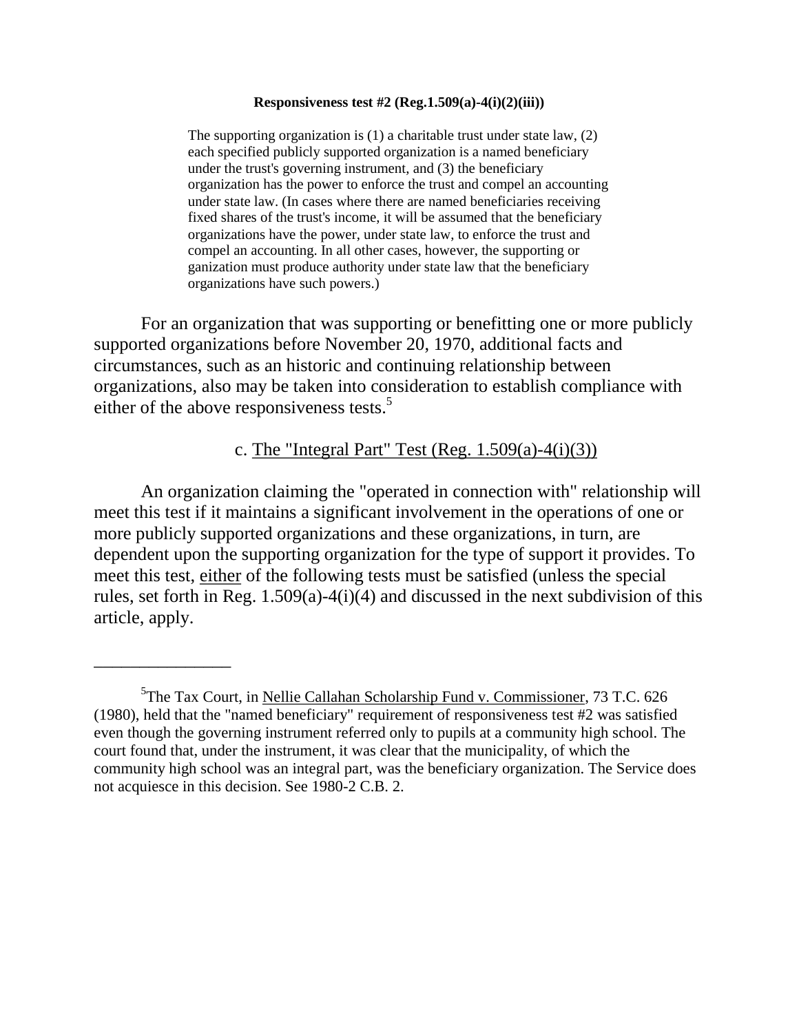**Responsiveness test #2 (Reg.1.509(a)-4(i)(2)(iii))**

> The supporting organization is (1) a charitable trust under state law, (2) each specified publicly supported organization is a named beneficiary under the trust's governing instrument, and (3) the beneficiary organization has the power to enforce the trust and compel an accounting under state law. (In cases where there are named beneficiaries receiving fixed shares of the trust's income, it will be assumed that the beneficiary organizations have the power, under state law, to enforce the trust and compel an accounting. In all other cases, however, the supporting or ganization must produce authority under state law that the beneficiary organizations have such powers.)

For an organization that was supporting or benefitting one or more publicly supported organizations before November 20, 1970, additional facts and circumstances, such as an historic and continuing relationship between organizations, also may be taken into consideration to establish compliance with either of the above responsiveness tests.[5]

c. The "Integral Part" Test (Reg. 1.509(a)-4(i)(3))

An organization claiming the "operated in connection with" relationship will meet this test if it maintains a significant involvement in the operations of one or more publicly supported organizations and these organizations, in turn, are dependent upon the supporting organization for the type of support it provides. To meet this test, either of the following tests must be satisfied (unless the special rules, set forth in Reg. 1.509(a)-4(i)(4) and discussed in the next subdivision of this article, apply.

---

[5] The Tax Court, in Nellie Callahan Scholarship Fund v. Commissioner, 73 T.C. 626 (1980), held that the "named beneficiary" requirement of responsiveness test #2 was satisfied even though the governing instrument referred only to pupils at a community high school. The court found that, under the instrument, it was clear that the municipality, of which the community high school was an integral part, was the beneficiary organization. The Service does not acquiesce in this decision. See 1980-2 C.B. 2.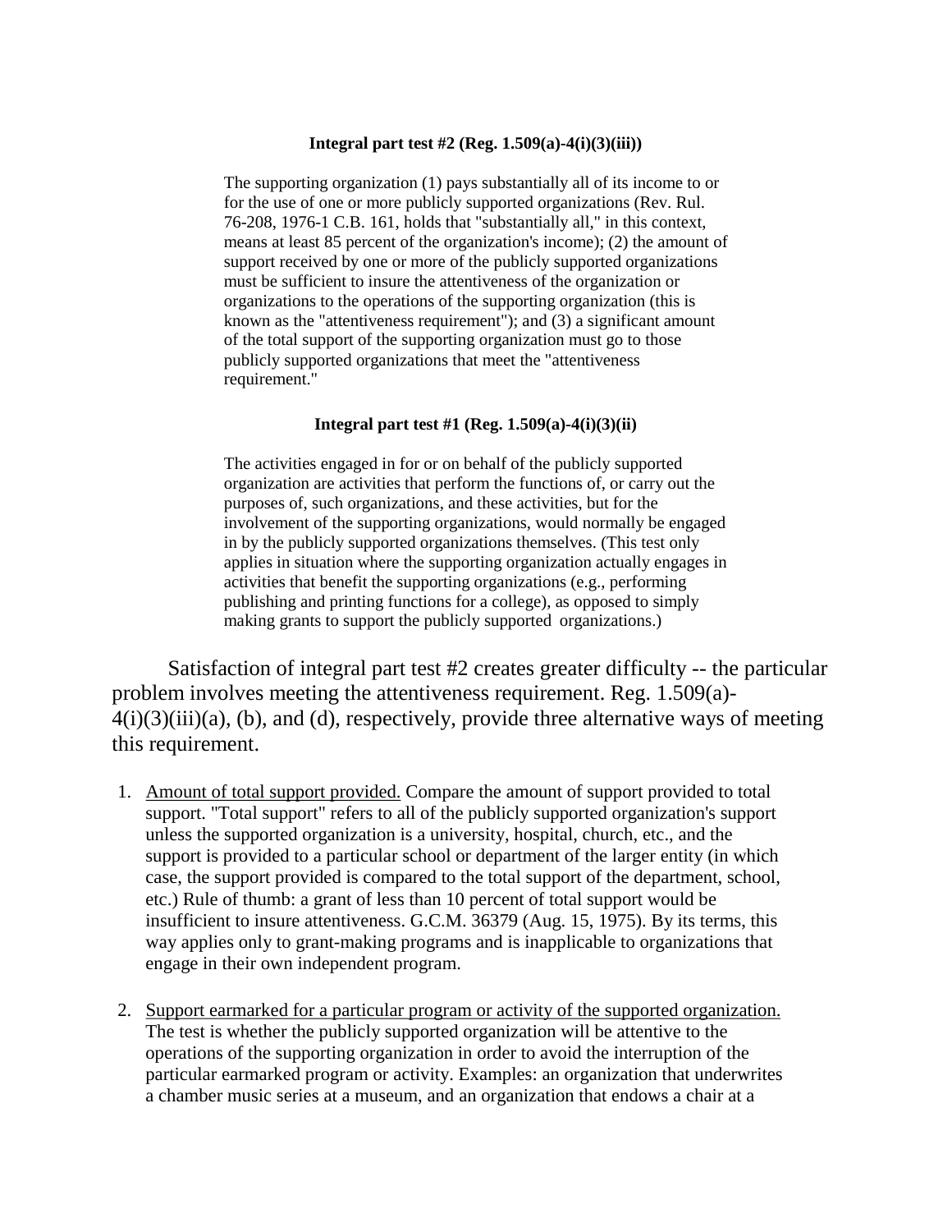**Integral part test #2 (Reg. 1.509(a)-4(i)(3)(iii))**

> The supporting organization (1) pays substantially all of its income to or for the use of one or more publicly supported organizations (Rev. Rul. 76-208, 1976-1 C.B. 161, holds that "substantially all," in this context, means at least 85 percent of the organization's income); (2) the amount of support received by one or more of the publicly supported organizations must be sufficient to insure the attentiveness of the organization or organizations to the operations of the supporting organization (this is known as the "attentiveness requirement"); and (3) a significant amount of the total support of the supporting organization must go to those publicly supported organizations that meet the "attentiveness requirement."

**Integral part test #1 (Reg. 1.509(a)-4(i)(3)(ii)**

> The activities engaged in for or on behalf of the publicly supported organization are activities that perform the functions of, or carry out the purposes of, such organizations, and these activities, but for the involvement of the supporting organizations, would normally be engaged in by the publicly supported organizations themselves. (This test only applies in situation where the supporting organization actually engages in activities that benefit the supporting organizations (e.g., performing publishing and printing functions for a college), as opposed to simply making grants to support the publicly supported organizations.)

Satisfaction of integral part test #2 creates greater difficulty -- the particular problem involves meeting the attentiveness requirement. Reg. 1.509(a)-4(i)(3)(iii)(a), (b), and (d), respectively, provide three alternative ways of meeting this requirement.

1. Amount of total support provided. Compare the amount of support provided to total support. "Total support" refers to all of the publicly supported organization's support unless the supported organization is a university, hospital, church, etc., and the support is provided to a particular school or department of the larger entity (in which case, the support provided is compared to the total support of the department, school, etc.) Rule of thumb: a grant of less than 10 percent of total support would be insufficient to insure attentiveness. G.C.M. 36379 (Aug. 15, 1975). By its terms, this way applies only to grant-making programs and is inapplicable to organizations that engage in their own independent program.

2. Support earmarked for a particular program or activity of the supported organization. The test is whether the publicly supported organization will be attentive to the operations of the supporting organization in order to avoid the interruption of the particular earmarked program or activity. Examples: an organization that underwrites a chamber music series at a museum, and an organization that endows a chair at a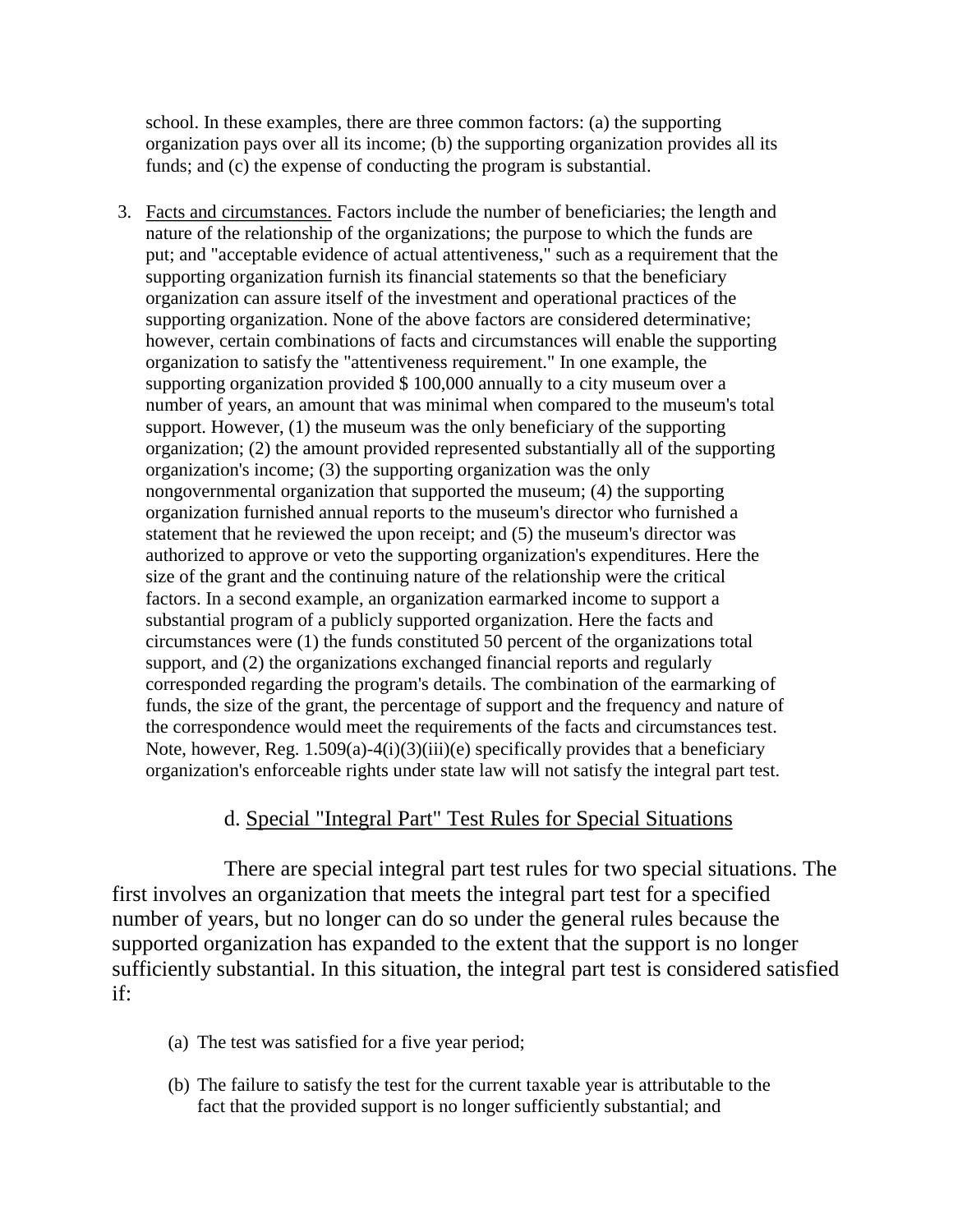school. In these examples, there are three common factors: (a) the supporting organization pays over all its income; (b) the supporting organization provides all its funds; and (c) the expense of conducting the program is substantial.

3. Facts and circumstances. Factors include the number of beneficiaries; the length and nature of the relationship of the organizations; the purpose to which the funds are put; and "acceptable evidence of actual attentiveness," such as a requirement that the supporting organization furnish its financial statements so that the beneficiary organization can assure itself of the investment and operational practices of the supporting organization. None of the above factors are considered determinative; however, certain combinations of facts and circumstances will enable the supporting organization to satisfy the "attentiveness requirement." In one example, the supporting organization provided $ 100,000 annually to a city museum over a number of years, an amount that was minimal when compared to the museum's total support. However, (1) the museum was the only beneficiary of the supporting organization; (2) the amount provided represented substantially all of the supporting organization's income; (3) the supporting organization was the only nongovernmental organization that supported the museum; (4) the supporting organization furnished annual reports to the museum's director who furnished a statement that he reviewed the upon receipt; and (5) the museum's director was authorized to approve or veto the supporting organization's expenditures. Here the size of the grant and the continuing nature of the relationship were the critical factors. In a second example, an organization earmarked income to support a substantial program of a publicly supported organization. Here the facts and circumstances were (1) the funds constituted 50 percent of the organizations total support, and (2) the organizations exchanged financial reports and regularly corresponded regarding the program's details. The combination of the earmarking of funds, the size of the grant, the percentage of support and the frequency and nature of the correspondence would meet the requirements of the facts and circumstances test. Note, however, Reg. 1.509(a)-4(i)(3)(iii)(e) specifically provides that a beneficiary organization's enforceable rights under state law will not satisfy the integral part test.

### d. Special "Integral Part" Test Rules for Special Situations

There are special integral part test rules for two special situations. The first involves an organization that meets the integral part test for a specified number of years, but no longer can do so under the general rules because the supported organization has expanded to the extent that the support is no longer sufficiently substantial. In this situation, the integral part test is considered satisfied if:

(a) The test was satisfied for a five year period;

(b) The failure to satisfy the test for the current taxable year is attributable to the fact that the provided support is no longer sufficiently substantial; and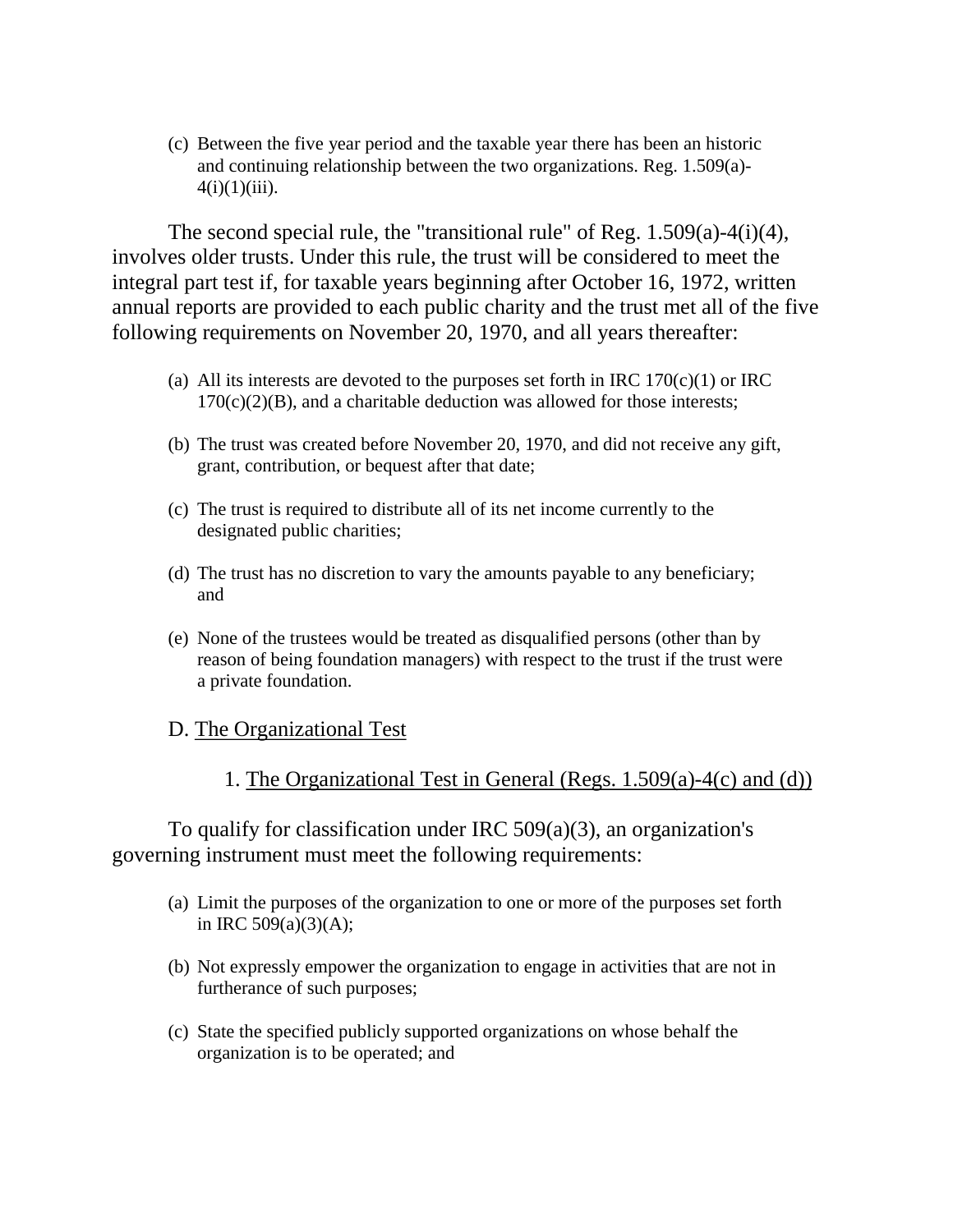(c) Between the five year period and the taxable year there has been an historic and continuing relationship between the two organizations. Reg. 1.509(a)-4(i)(1)(iii).

The second special rule, the "transitional rule" of Reg. 1.509(a)-4(i)(4), involves older trusts. Under this rule, the trust will be considered to meet the integral part test if, for taxable years beginning after October 16, 1972, written annual reports are provided to each public charity and the trust met all of the five following requirements on November 20, 1970, and all years thereafter:

(a) All its interests are devoted to the purposes set forth in IRC 170(c)(1) or IRC 170(c)(2)(B), and a charitable deduction was allowed for those interests;

(b) The trust was created before November 20, 1970, and did not receive any gift, grant, contribution, or bequest after that date;

(c) The trust is required to distribute all of its net income currently to the designated public charities;

(d) The trust has no discretion to vary the amounts payable to any beneficiary; and

(e) None of the trustees would be treated as disqualified persons (other than by reason of being foundation managers) with respect to the trust if the trust were a private foundation.

## D. The Organizational Test

### 1. The Organizational Test in General (Regs. 1.509(a)-4(c) and (d))

To qualify for classification under IRC 509(a)(3), an organization's governing instrument must meet the following requirements:

(a) Limit the purposes of the organization to one or more of the purposes set forth in IRC 509(a)(3)(A);

(b) Not expressly empower the organization to engage in activities that are not in furtherance of such purposes;

(c) State the specified publicly supported organizations on whose behalf the organization is to be operated; and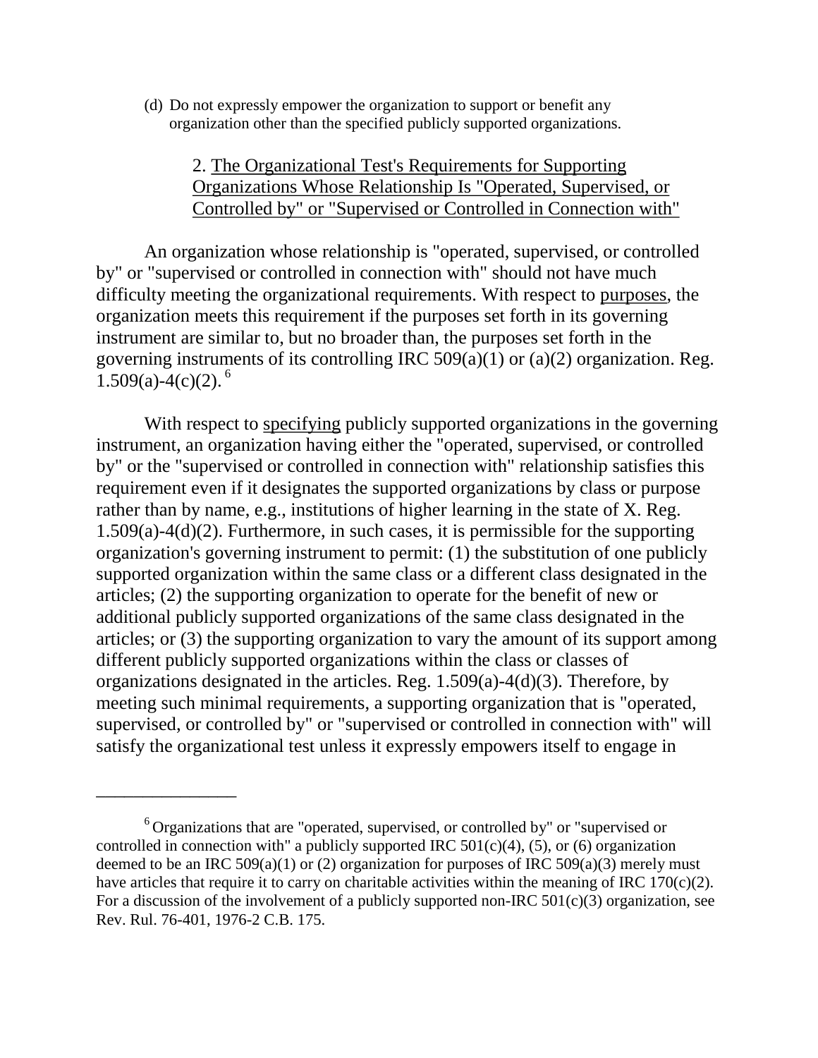(d) Do not expressly empower the organization to support or benefit any organization other than the specified publicly supported organizations.

### 2. The Organizational Test's Requirements for Supporting Organizations Whose Relationship Is "Operated, Supervised, or Controlled by" or "Supervised or Controlled in Connection with"

An organization whose relationship is "operated, supervised, or controlled by" or "supervised or controlled in connection with" should not have much difficulty meeting the organizational requirements. With respect to purposes, the organization meets this requirement if the purposes set forth in its governing instrument are similar to, but no broader than, the purposes set forth in the governing instruments of its controlling IRC 509(a)(1) or (a)(2) organization. Reg. 1.509(a)-4(c)(2).[6]

With respect to specifying publicly supported organizations in the governing instrument, an organization having either the "operated, supervised, or controlled by" or the "supervised or controlled in connection with" relationship satisfies this requirement even if it designates the supported organizations by class or purpose rather than by name, e.g., institutions of higher learning in the state of X. Reg. 1.509(a)-4(d)(2). Furthermore, in such cases, it is permissible for the supporting organization's governing instrument to permit: (1) the substitution of one publicly supported organization within the same class or a different class designated in the articles; (2) the supporting organization to operate for the benefit of new or additional publicly supported organizations of the same class designated in the articles; or (3) the supporting organization to vary the amount of its support among different publicly supported organizations within the class or classes of organizations designated in the articles. Reg. 1.509(a)-4(d)(3). Therefore, by meeting such minimal requirements, a supporting organization that is "operated, supervised, or controlled by" or "supervised or controlled in connection with" will satisfy the organizational test unless it expressly empowers itself to engage in

---

[6] Organizations that are "operated, supervised, or controlled by" or "supervised or controlled in connection with" a publicly supported IRC 501(c)(4), (5), or (6) organization deemed to be an IRC 509(a)(1) or (2) organization for purposes of IRC 509(a)(3) merely must have articles that require it to carry on charitable activities within the meaning of IRC 170(c)(2). For a discussion of the involvement of a publicly supported non-IRC 501(c)(3) organization, see Rev. Rul. 76-401, 1976-2 C.B. 175.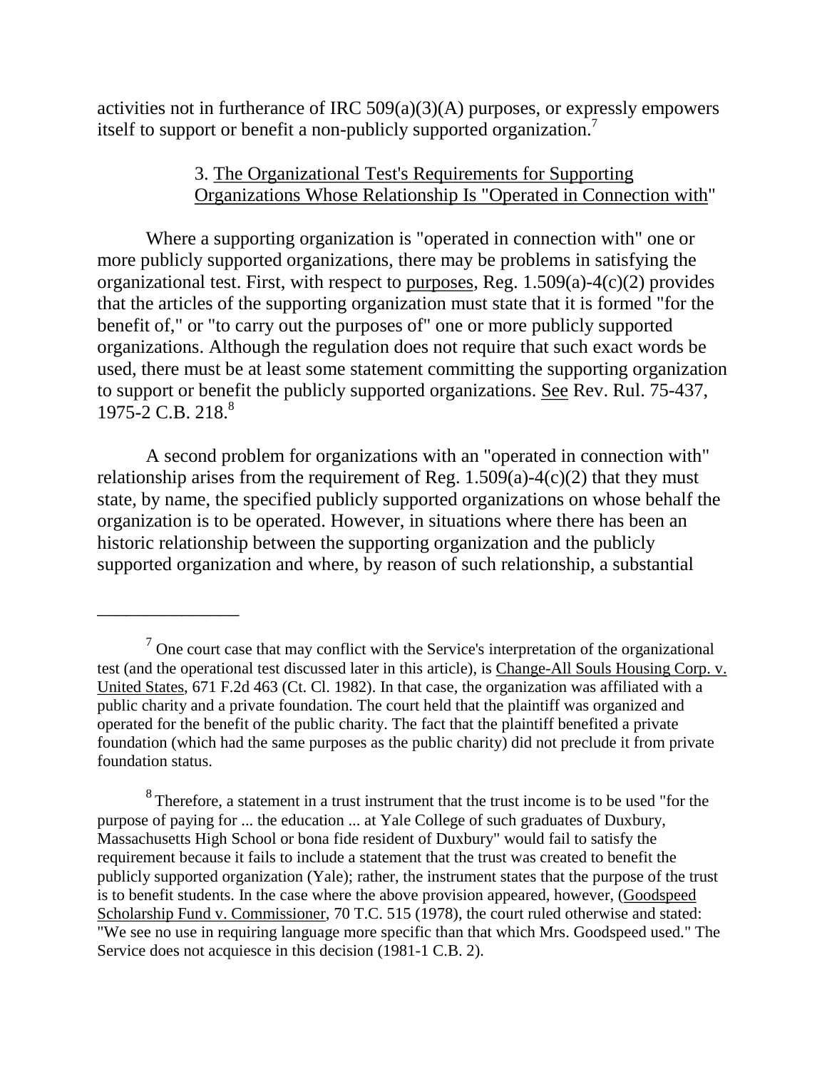activities not in furtherance of IRC 509(a)(3)(A) purposes, or expressly empowers itself to support or benefit a non-publicly supported organization.[7]

### 3. The Organizational Test's Requirements for Supporting Organizations Whose Relationship Is "Operated in Connection with"

Where a supporting organization is "operated in connection with" one or more publicly supported organizations, there may be problems in satisfying the organizational test. First, with respect to purposes, Reg. 1.509(a)-4(c)(2) provides that the articles of the supporting organization must state that it is formed "for the benefit of," or "to carry out the purposes of" one or more publicly supported organizations. Although the regulation does not require that such exact words be used, there must be at least some statement committing the supporting organization to support or benefit the publicly supported organizations. See Rev. Rul. 75-437, 1975-2 C.B. 218.[8]

A second problem for organizations with an "operated in connection with" relationship arises from the requirement of Reg. 1.509(a)-4(c)(2) that they must state, by name, the specified publicly supported organizations on whose behalf the organization is to be operated. However, in situations where there has been an historic relationship between the supporting organization and the publicly supported organization and where, by reason of such relationship, a substantial

---

[7] One court case that may conflict with the Service's interpretation of the organizational test (and the operational test discussed later in this article), is Change-All Souls Housing Corp. v. United States, 671 F.2d 463 (Ct. Cl. 1982). In that case, the organization was affiliated with a public charity and a private foundation. The court held that the plaintiff was organized and operated for the benefit of the public charity. The fact that the plaintiff benefited a private foundation (which had the same purposes as the public charity) did not preclude it from private foundation status.

[8] Therefore, a statement in a trust instrument that the trust income is to be used "for the purpose of paying for ... the education ... at Yale College of such graduates of Duxbury, Massachusetts High School or bona fide resident of Duxbury" would fail to satisfy the requirement because it fails to include a statement that the trust was created to benefit the publicly supported organization (Yale); rather, the instrument states that the purpose of the trust is to benefit students. In the case where the above provision appeared, however, (Goodspeed Scholarship Fund v. Commissioner, 70 T.C. 515 (1978), the court ruled otherwise and stated: "We see no use in requiring language more specific than that which Mrs. Goodspeed used." The Service does not acquiesce in this decision (1981-1 C.B. 2).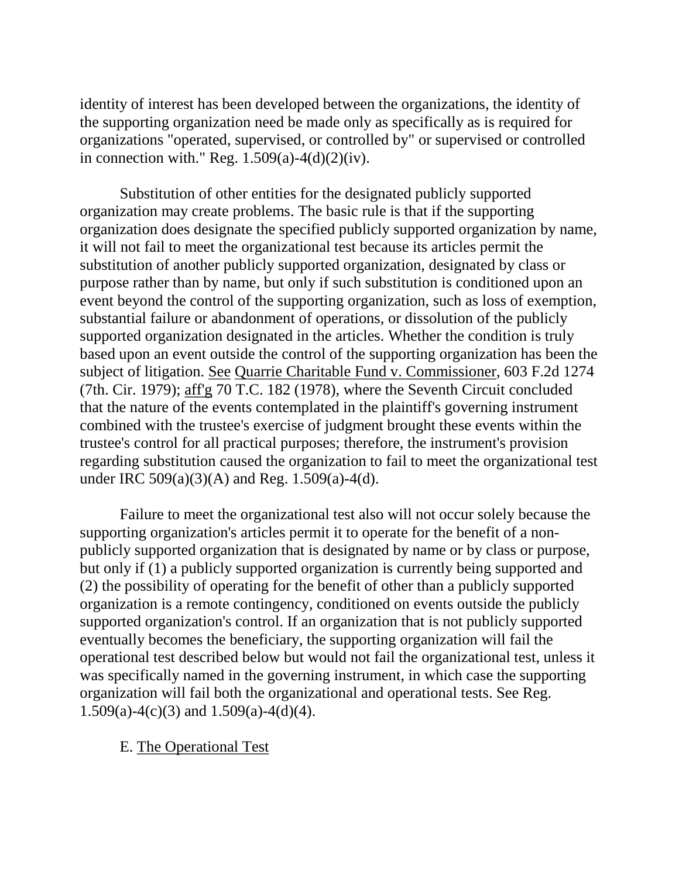identity of interest has been developed between the organizations, the identity of the supporting organization need be made only as specifically as is required for organizations "operated, supervised, or controlled by" or supervised or controlled in connection with." Reg. 1.509(a)-4(d)(2)(iv).

Substitution of other entities for the designated publicly supported organization may create problems. The basic rule is that if the supporting organization does designate the specified publicly supported organization by name, it will not fail to meet the organizational test because its articles permit the substitution of another publicly supported organization, designated by class or purpose rather than by name, but only if such substitution is conditioned upon an event beyond the control of the supporting organization, such as loss of exemption, substantial failure or abandonment of operations, or dissolution of the publicly supported organization designated in the articles. Whether the condition is truly based upon an event outside the control of the supporting organization has been the subject of litigation. See Quarrie Charitable Fund v. Commissioner, 603 F.2d 1274 (7th. Cir. 1979); aff'g 70 T.C. 182 (1978), where the Seventh Circuit concluded that the nature of the events contemplated in the plaintiff's governing instrument combined with the trustee's exercise of judgment brought these events within the trustee's control for all practical purposes; therefore, the instrument's provision regarding substitution caused the organization to fail to meet the organizational test under IRC 509(a)(3)(A) and Reg. 1.509(a)-4(d).

Failure to meet the organizational test also will not occur solely because the supporting organization's articles permit it to operate for the benefit of a non-publicly supported organization that is designated by name or by class or purpose, but only if (1) a publicly supported organization is currently being supported and (2) the possibility of operating for the benefit of other than a publicly supported organization is a remote contingency, conditioned on events outside the publicly supported organization's control. If an organization that is not publicly supported eventually becomes the beneficiary, the supporting organization will fail the operational test described below but would not fail the organizational test, unless it was specifically named in the governing instrument, in which case the supporting organization will fail both the organizational and operational tests. See Reg. 1.509(a)-4(c)(3) and 1.509(a)-4(d)(4).

### E. The Operational Test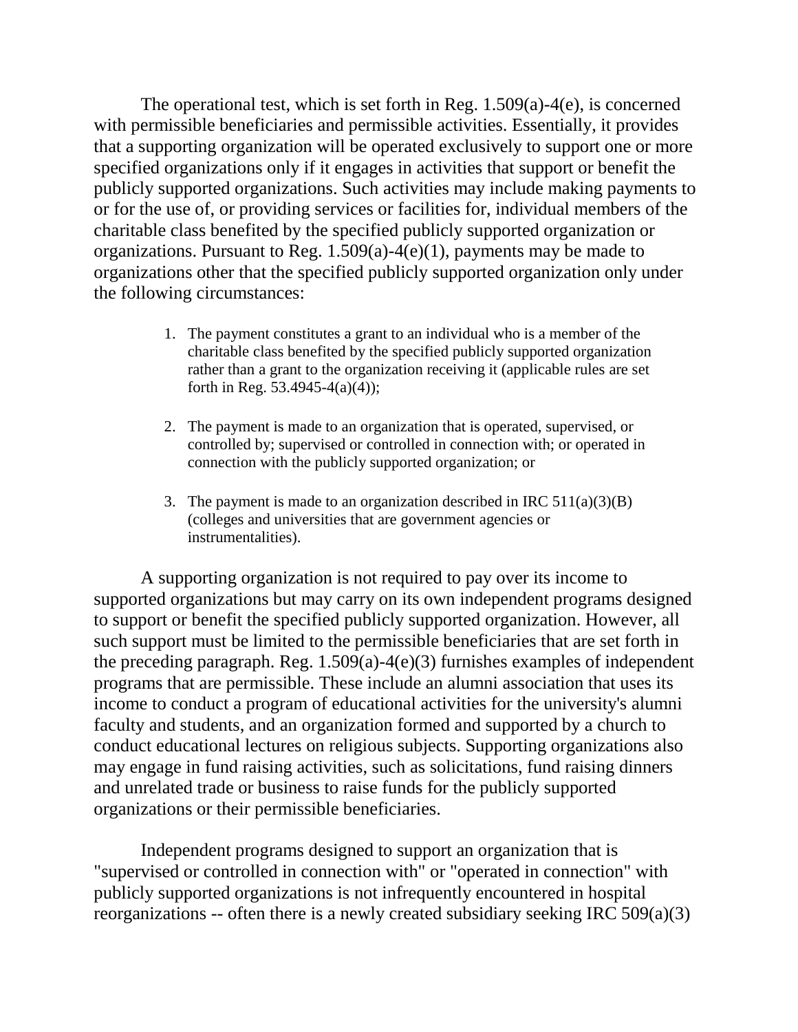The operational test, which is set forth in Reg. 1.509(a)-4(e), is concerned with permissible beneficiaries and permissible activities. Essentially, it provides that a supporting organization will be operated exclusively to support one or more specified organizations only if it engages in activities that support or benefit the publicly supported organizations. Such activities may include making payments to or for the use of, or providing services or facilities for, individual members of the charitable class benefited by the specified publicly supported organization or organizations. Pursuant to Reg. 1.509(a)-4(e)(1), payments may be made to organizations other that the specified publicly supported organization only under the following circumstances:

1. The payment constitutes a grant to an individual who is a member of the charitable class benefited by the specified publicly supported organization rather than a grant to the organization receiving it (applicable rules are set forth in Reg. 53.4945-4(a)(4));

2. The payment is made to an organization that is operated, supervised, or controlled by; supervised or controlled in connection with; or operated in connection with the publicly supported organization; or

3. The payment is made to an organization described in IRC 511(a)(3)(B) (colleges and universities that are government agencies or instrumentalities).

A supporting organization is not required to pay over its income to supported organizations but may carry on its own independent programs designed to support or benefit the specified publicly supported organization. However, all such support must be limited to the permissible beneficiaries that are set forth in the preceding paragraph. Reg. 1.509(a)-4(e)(3) furnishes examples of independent programs that are permissible. These include an alumni association that uses its income to conduct a program of educational activities for the university's alumni faculty and students, and an organization formed and supported by a church to conduct educational lectures on religious subjects. Supporting organizations also may engage in fund raising activities, such as solicitations, fund raising dinners and unrelated trade or business to raise funds for the publicly supported organizations or their permissible beneficiaries.

Independent programs designed to support an organization that is "supervised or controlled in connection with" or "operated in connection" with publicly supported organizations is not infrequently encountered in hospital reorganizations -- often there is a newly created subsidiary seeking IRC 509(a)(3)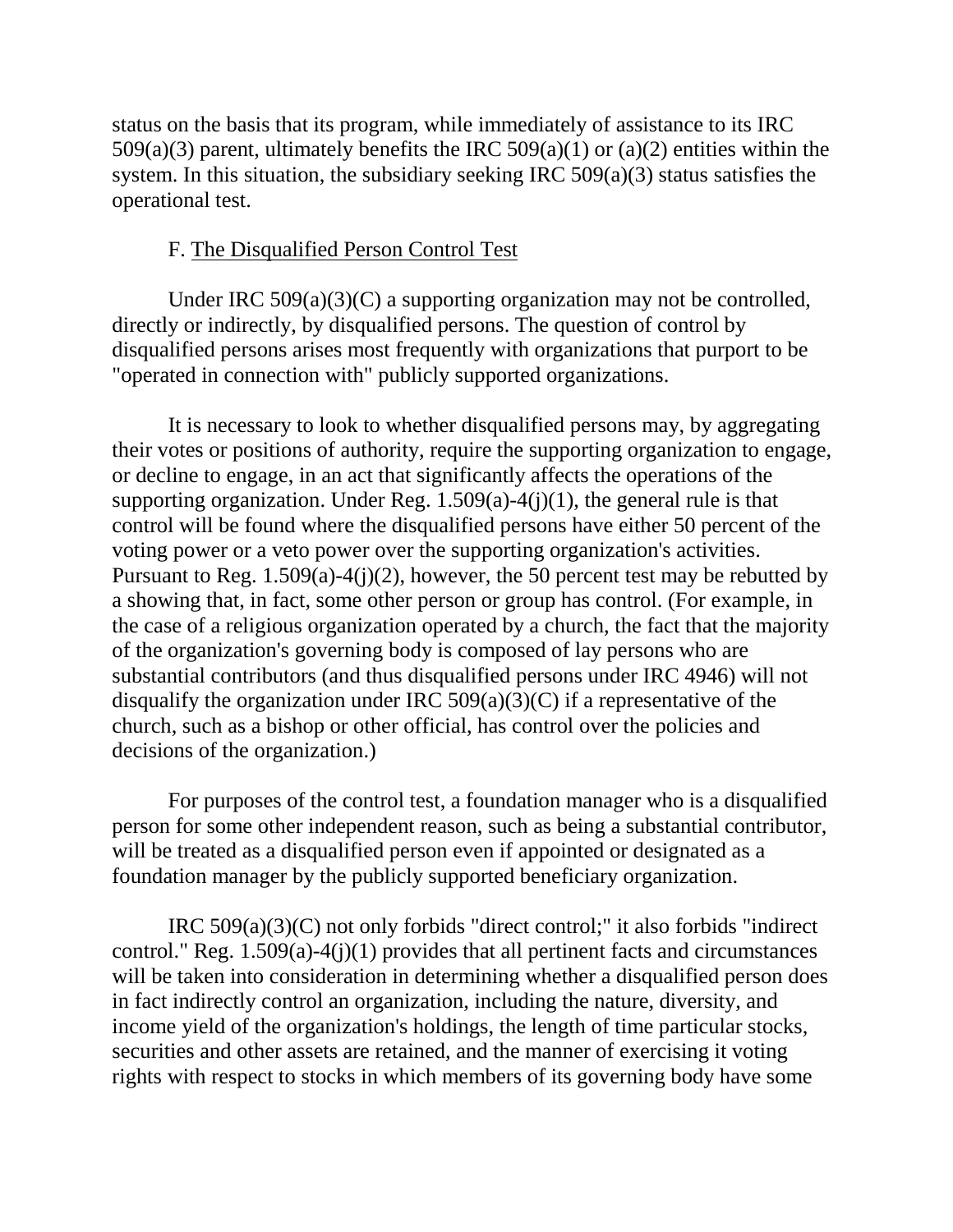status on the basis that its program, while immediately of assistance to its IRC 509(a)(3) parent, ultimately benefits the IRC 509(a)(1) or (a)(2) entities within the system. In this situation, the subsidiary seeking IRC 509(a)(3) status satisfies the operational test.

### F. The Disqualified Person Control Test

Under IRC 509(a)(3)(C) a supporting organization may not be controlled, directly or indirectly, by disqualified persons. The question of control by disqualified persons arises most frequently with organizations that purport to be "operated in connection with" publicly supported organizations.

It is necessary to look to whether disqualified persons may, by aggregating their votes or positions of authority, require the supporting organization to engage, or decline to engage, in an act that significantly affects the operations of the supporting organization. Under Reg. 1.509(a)-4(j)(1), the general rule is that control will be found where the disqualified persons have either 50 percent of the voting power or a veto power over the supporting organization's activities. Pursuant to Reg. 1.509(a)-4(j)(2), however, the 50 percent test may be rebutted by a showing that, in fact, some other person or group has control. (For example, in the case of a religious organization operated by a church, the fact that the majority of the organization's governing body is composed of lay persons who are substantial contributors (and thus disqualified persons under IRC 4946) will not disqualify the organization under IRC 509(a)(3)(C) if a representative of the church, such as a bishop or other official, has control over the policies and decisions of the organization.)

For purposes of the control test, a foundation manager who is a disqualified person for some other independent reason, such as being a substantial contributor, will be treated as a disqualified person even if appointed or designated as a foundation manager by the publicly supported beneficiary organization.

IRC 509(a)(3)(C) not only forbids "direct control;" it also forbids "indirect control." Reg. 1.509(a)-4(j)(1) provides that all pertinent facts and circumstances will be taken into consideration in determining whether a disqualified person does in fact indirectly control an organization, including the nature, diversity, and income yield of the organization's holdings, the length of time particular stocks, securities and other assets are retained, and the manner of exercising it voting rights with respect to stocks in which members of its governing body have some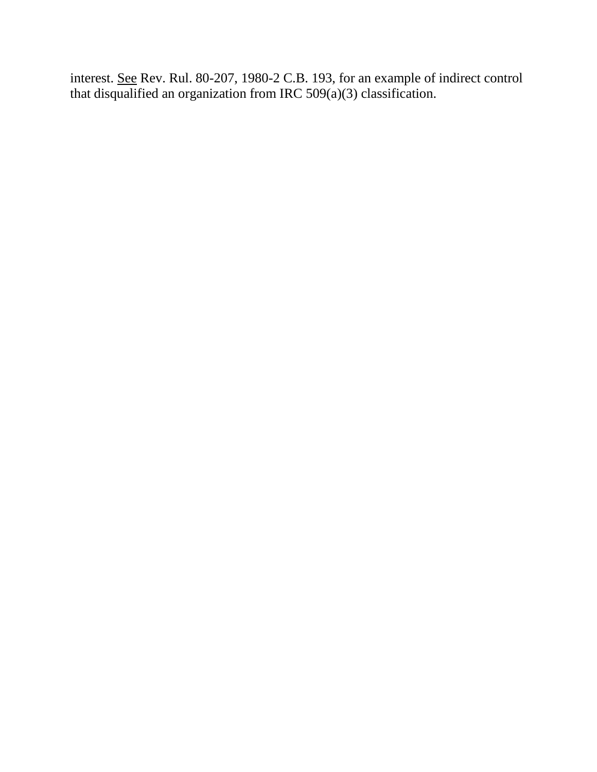interest. <u>See</u> Rev. Rul. 80-207, 1980-2 C.B. 193, for an example of indirect control that disqualified an organization from IRC 509(a)(3) classification.